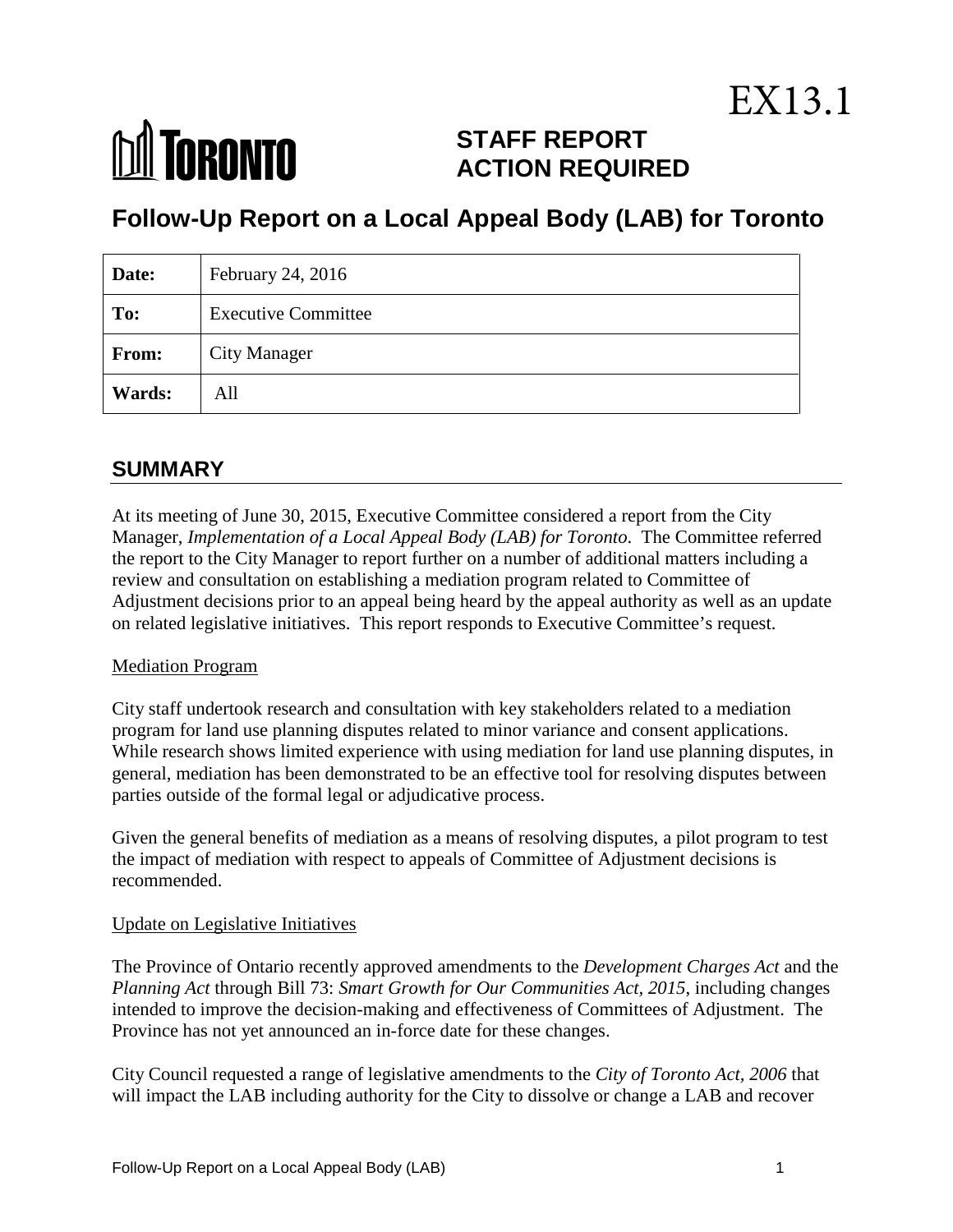EX13.1

TORONTO

**STAFF REPORT**
**ACTION REQUIRED**

# Follow-Up Report on a Local Appeal Body (LAB) for Toronto

| **Date:** | February 24, 2016 |
|---|---|
| **To:** | Executive Committee |
| **From:** | City Manager |
| **Wards:** | All |

## SUMMARY

At its meeting of June 30, 2015, Executive Committee considered a report from the City Manager, *Implementation of a Local Appeal Body (LAB) for Toronto*. The Committee referred the report to the City Manager to report further on a number of additional matters including a review and consultation on establishing a mediation program related to Committee of Adjustment decisions prior to an appeal being heard by the appeal authority as well as an update on related legislative initiatives. This report responds to Executive Committee's request.

Mediation Program

City staff undertook research and consultation with key stakeholders related to a mediation program for land use planning disputes related to minor variance and consent applications. While research shows limited experience with using mediation for land use planning disputes, in general, mediation has been demonstrated to be an effective tool for resolving disputes between parties outside of the formal legal or adjudicative process.

Given the general benefits of mediation as a means of resolving disputes, a pilot program to test the impact of mediation with respect to appeals of Committee of Adjustment decisions is recommended.

Update on Legislative Initiatives

The Province of Ontario recently approved amendments to the *Development Charges Act* and the *Planning Act* through Bill 73: *Smart Growth for Our Communities Act, 2015*, including changes intended to improve the decision-making and effectiveness of Committees of Adjustment. The Province has not yet announced an in-force date for these changes.

City Council requested a range of legislative amendments to the *City of Toronto Act, 2006* that will impact the LAB including authority for the City to dissolve or change a LAB and recover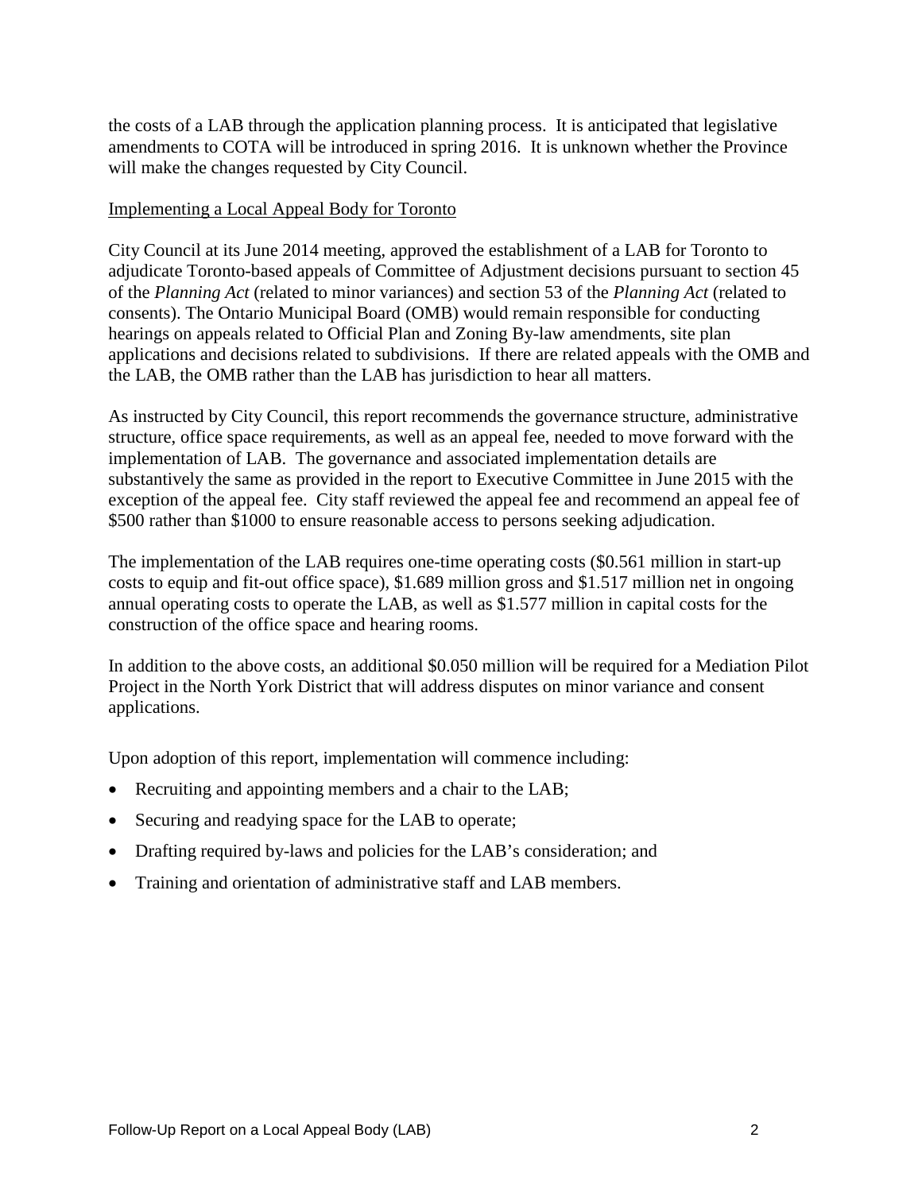the costs of a LAB through the application planning process. It is anticipated that legislative amendments to COTA will be introduced in spring 2016. It is unknown whether the Province will make the changes requested by City Council.

<u>Implementing a Local Appeal Body for Toronto</u>

City Council at its June 2014 meeting, approved the establishment of a LAB for Toronto to adjudicate Toronto-based appeals of Committee of Adjustment decisions pursuant to section 45 of the *Planning Act* (related to minor variances) and section 53 of the *Planning Act* (related to consents). The Ontario Municipal Board (OMB) would remain responsible for conducting hearings on appeals related to Official Plan and Zoning By-law amendments, site plan applications and decisions related to subdivisions. If there are related appeals with the OMB and the LAB, the OMB rather than the LAB has jurisdiction to hear all matters.

As instructed by City Council, this report recommends the governance structure, administrative structure, office space requirements, as well as an appeal fee, needed to move forward with the implementation of LAB. The governance and associated implementation details are substantively the same as provided in the report to Executive Committee in June 2015 with the exception of the appeal fee. City staff reviewed the appeal fee and recommend an appeal fee of $500 rather than $1000 to ensure reasonable access to persons seeking adjudication.

The implementation of the LAB requires one-time operating costs ($0.561 million in start-up costs to equip and fit-out office space), $1.689 million gross and $1.517 million net in ongoing annual operating costs to operate the LAB, as well as $1.577 million in capital costs for the construction of the office space and hearing rooms.

In addition to the above costs, an additional $0.050 million will be required for a Mediation Pilot Project in the North York District that will address disputes on minor variance and consent applications.

Upon adoption of this report, implementation will commence including:

- Recruiting and appointing members and a chair to the LAB;
- Securing and readying space for the LAB to operate;
- Drafting required by-laws and policies for the LAB's consideration; and
- Training and orientation of administrative staff and LAB members.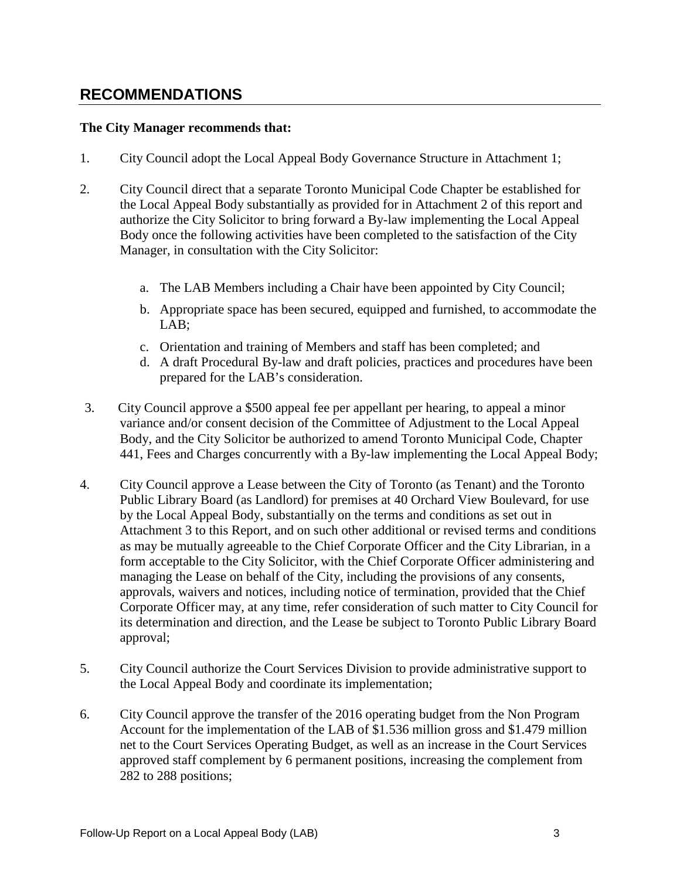## RECOMMENDATIONS

**The City Manager recommends that:**

1. City Council adopt the Local Appeal Body Governance Structure in Attachment 1;

2. City Council direct that a separate Toronto Municipal Code Chapter be established for the Local Appeal Body substantially as provided for in Attachment 2 of this report and authorize the City Solicitor to bring forward a By-law implementing the Local Appeal Body once the following activities have been completed to the satisfaction of the City Manager, in consultation with the City Solicitor:

    a. The LAB Members including a Chair have been appointed by City Council;

    b. Appropriate space has been secured, equipped and furnished, to accommodate the LAB;

    c. Orientation and training of Members and staff has been completed; and

    d. A draft Procedural By-law and draft policies, practices and procedures have been prepared for the LAB's consideration.

3. City Council approve a $500 appeal fee per appellant per hearing, to appeal a minor variance and/or consent decision of the Committee of Adjustment to the Local Appeal Body, and the City Solicitor be authorized to amend Toronto Municipal Code, Chapter 441, Fees and Charges concurrently with a By-law implementing the Local Appeal Body;

4. City Council approve a Lease between the City of Toronto (as Tenant) and the Toronto Public Library Board (as Landlord) for premises at 40 Orchard View Boulevard, for use by the Local Appeal Body, substantially on the terms and conditions as set out in Attachment 3 to this Report, and on such other additional or revised terms and conditions as may be mutually agreeable to the Chief Corporate Officer and the City Librarian, in a form acceptable to the City Solicitor, with the Chief Corporate Officer administering and managing the Lease on behalf of the City, including the provisions of any consents, approvals, waivers and notices, including notice of termination, provided that the Chief Corporate Officer may, at any time, refer consideration of such matter to City Council for its determination and direction, and the Lease be subject to Toronto Public Library Board approval;

5. City Council authorize the Court Services Division to provide administrative support to the Local Appeal Body and coordinate its implementation;

6. City Council approve the transfer of the 2016 operating budget from the Non Program Account for the implementation of the LAB of $1.536 million gross and $1.479 million net to the Court Services Operating Budget, as well as an increase in the Court Services approved staff complement by 6 permanent positions, increasing the complement from 282 to 288 positions;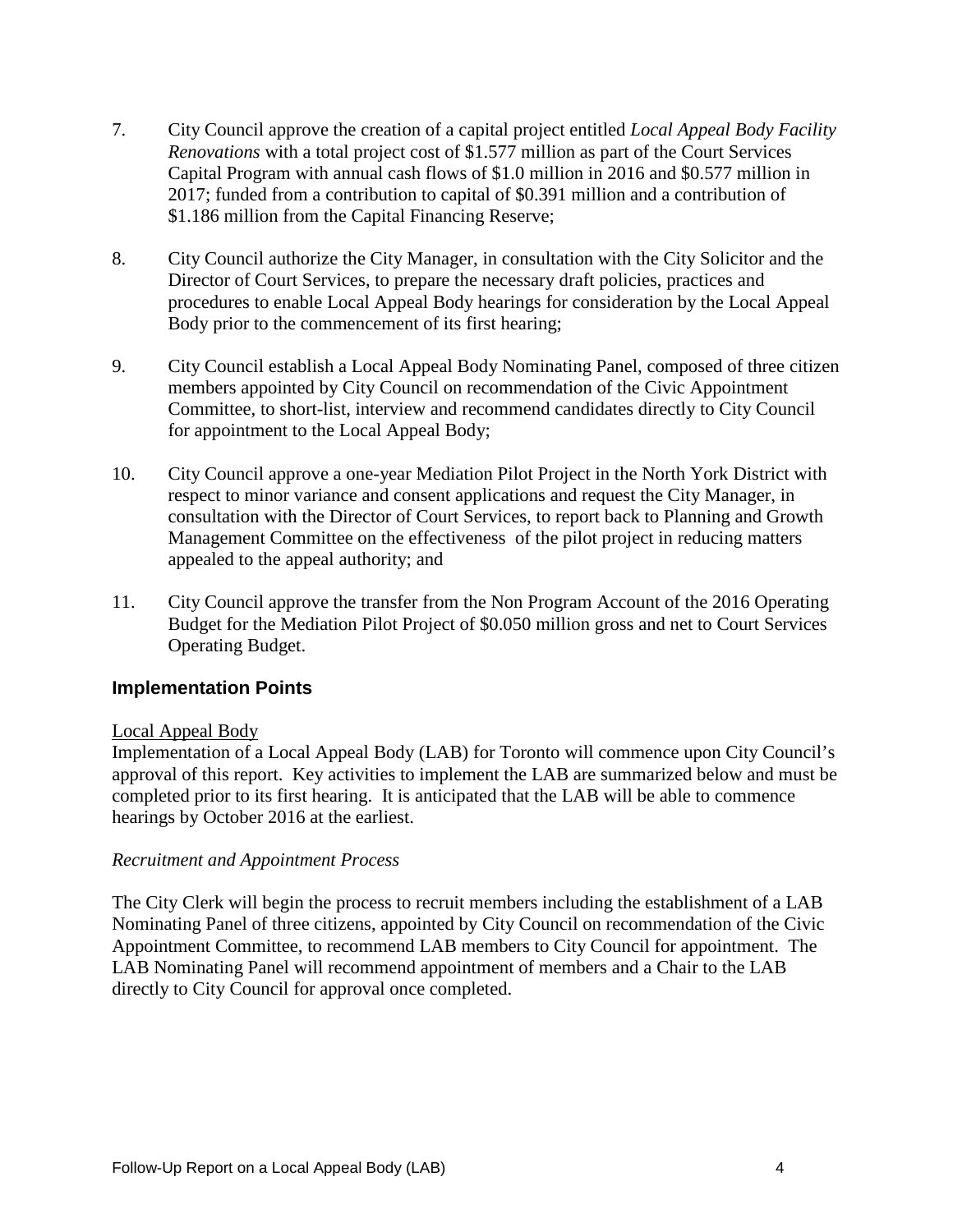7. City Council approve the creation of a capital project entitled *Local Appeal Body Facility Renovations* with a total project cost of $1.577 million as part of the Court Services Capital Program with annual cash flows of $1.0 million in 2016 and $0.577 million in 2017; funded from a contribution to capital of $0.391 million and a contribution of $1.186 million from the Capital Financing Reserve;

8. City Council authorize the City Manager, in consultation with the City Solicitor and the Director of Court Services, to prepare the necessary draft policies, practices and procedures to enable Local Appeal Body hearings for consideration by the Local Appeal Body prior to the commencement of its first hearing;

9. City Council establish a Local Appeal Body Nominating Panel, composed of three citizen members appointed by City Council on recommendation of the Civic Appointment Committee, to short-list, interview and recommend candidates directly to City Council for appointment to the Local Appeal Body;

10. City Council approve a one-year Mediation Pilot Project in the North York District with respect to minor variance and consent applications and request the City Manager, in consultation with the Director of Court Services, to report back to Planning and Growth Management Committee on the effectiveness of the pilot project in reducing matters appealed to the appeal authority; and

11. City Council approve the transfer from the Non Program Account of the 2016 Operating Budget for the Mediation Pilot Project of $0.050 million gross and net to Court Services Operating Budget.

## Implementation Points

Local Appeal Body

Implementation of a Local Appeal Body (LAB) for Toronto will commence upon City Council's approval of this report. Key activities to implement the LAB are summarized below and must be completed prior to its first hearing. It is anticipated that the LAB will be able to commence hearings by October 2016 at the earliest.

*Recruitment and Appointment Process*

The City Clerk will begin the process to recruit members including the establishment of a LAB Nominating Panel of three citizens, appointed by City Council on recommendation of the Civic Appointment Committee, to recommend LAB members to City Council for appointment. The LAB Nominating Panel will recommend appointment of members and a Chair to the LAB directly to City Council for approval once completed.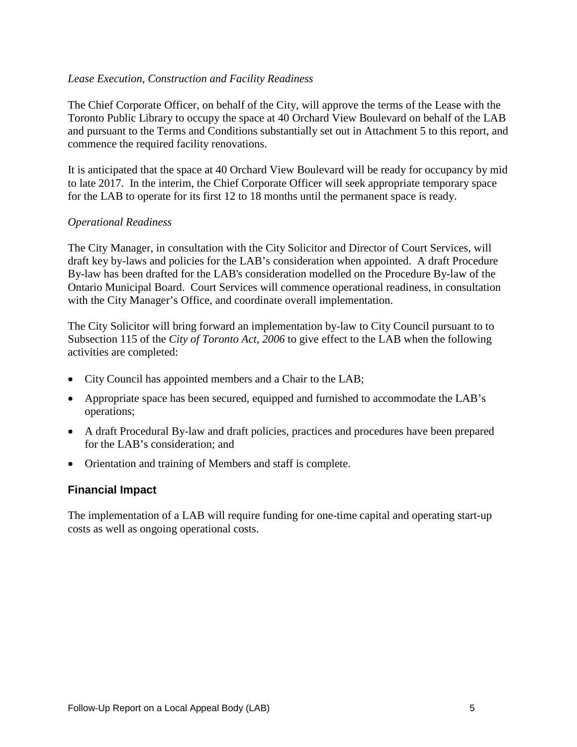*Lease Execution, Construction and Facility Readiness*

The Chief Corporate Officer, on behalf of the City, will approve the terms of the Lease with the Toronto Public Library to occupy the space at 40 Orchard View Boulevard on behalf of the LAB and pursuant to the Terms and Conditions substantially set out in Attachment 5 to this report, and commence the required facility renovations.

It is anticipated that the space at 40 Orchard View Boulevard will be ready for occupancy by mid to late 2017. In the interim, the Chief Corporate Officer will seek appropriate temporary space for the LAB to operate for its first 12 to 18 months until the permanent space is ready.

*Operational Readiness*

The City Manager, in consultation with the City Solicitor and Director of Court Services, will draft key by-laws and policies for the LAB's consideration when appointed. A draft Procedure By-law has been drafted for the LAB's consideration modelled on the Procedure By-law of the Ontario Municipal Board. Court Services will commence operational readiness, in consultation with the City Manager's Office, and coordinate overall implementation.

The City Solicitor will bring forward an implementation by-law to City Council pursuant to to Subsection 115 of the *City of Toronto Act, 2006* to give effect to the LAB when the following activities are completed:

- City Council has appointed members and a Chair to the LAB;
- Appropriate space has been secured, equipped and furnished to accommodate the LAB's operations;
- A draft Procedural By-law and draft policies, practices and procedures have been prepared for the LAB's consideration; and
- Orientation and training of Members and staff is complete.

## Financial Impact

The implementation of a LAB will require funding for one-time capital and operating start-up costs as well as ongoing operational costs.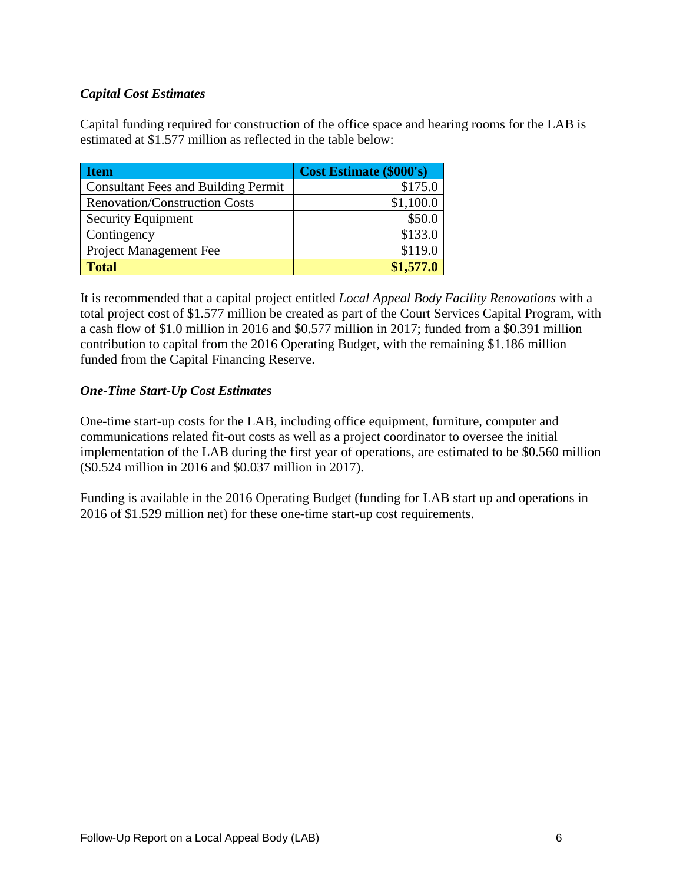### *Capital Cost Estimates*

Capital funding required for construction of the office space and hearing rooms for the LAB is estimated at $1.577 million as reflected in the table below:

| Item | Cost Estimate ($000's) |
|---|---:|
| Consultant Fees and Building Permit | $175.0 |
| Renovation/Construction Costs | $1,100.0 |
| Security Equipment | $50.0 |
| Contingency | $133.0 |
| Project Management Fee | $119.0 |
| **Total** | **$1,577.0** |

It is recommended that a capital project entitled *Local Appeal Body Facility Renovations* with a total project cost of $1.577 million be created as part of the Court Services Capital Program, with a cash flow of $1.0 million in 2016 and $0.577 million in 2017; funded from a $0.391 million contribution to capital from the 2016 Operating Budget, with the remaining $1.186 million funded from the Capital Financing Reserve.

### *One-Time Start-Up Cost Estimates*

One-time start-up costs for the LAB, including office equipment, furniture, computer and communications related fit-out costs as well as a project coordinator to oversee the initial implementation of the LAB during the first year of operations, are estimated to be $0.560 million ($0.524 million in 2016 and $0.037 million in 2017).

Funding is available in the 2016 Operating Budget (funding for LAB start up and operations in 2016 of $1.529 million net) for these one-time start-up cost requirements.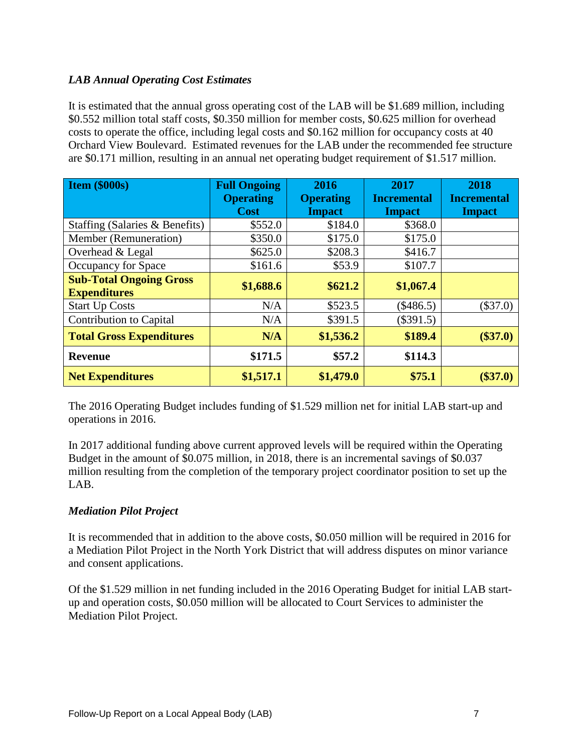### *LAB Annual Operating Cost Estimates*

It is estimated that the annual gross operating cost of the LAB will be $1.689 million, including $0.552 million total staff costs, $0.350 million for member costs, $0.625 million for overhead costs to operate the office, including legal costs and $0.162 million for occupancy costs at 40 Orchard View Boulevard. Estimated revenues for the LAB under the recommended fee structure are $0.171 million, resulting in an annual net operating budget requirement of $1.517 million.

| Item ($000s) | Full Ongoing Operating Cost | 2016 Operating Impact | 2017 Incremental Impact | 2018 Incremental Impact |
|---|---|---|---|---|
| Staffing (Salaries & Benefits) | $552.0 | $184.0 | $368.0 | |
| Member (Remuneration) | $350.0 | $175.0 | $175.0 | |
| Overhead & Legal | $625.0 | $208.3 | $416.7 | |
| Occupancy for Space | $161.6 | $53.9 | $107.7 | |
| **Sub-Total Ongoing Gross Expenditures** | **$1,688.6** | **$621.2** | **$1,067.4** | |
| Start Up Costs | N/A | $523.5 | ($486.5) | ($37.0) |
| Contribution to Capital | N/A | $391.5 | ($391.5) | |
| **Total Gross Expenditures** | **N/A** | **$1,536.2** | **$189.4** | **($37.0)** |
| **Revenue** | **$171.5** | **$57.2** | **$114.3** | |
| **Net Expenditures** | **$1,517.1** | **$1,479.0** | **$75.1** | **($37.0)** |

The 2016 Operating Budget includes funding of $1.529 million net for initial LAB start-up and operations in 2016.

In 2017 additional funding above current approved levels will be required within the Operating Budget in the amount of $0.075 million, in 2018, there is an incremental savings of $0.037 million resulting from the completion of the temporary project coordinator position to set up the LAB.

### *Mediation Pilot Project*

It is recommended that in addition to the above costs, $0.050 million will be required in 2016 for a Mediation Pilot Project in the North York District that will address disputes on minor variance and consent applications.

Of the $1.529 million in net funding included in the 2016 Operating Budget for initial LAB start-up and operation costs, $0.050 million will be allocated to Court Services to administer the Mediation Pilot Project.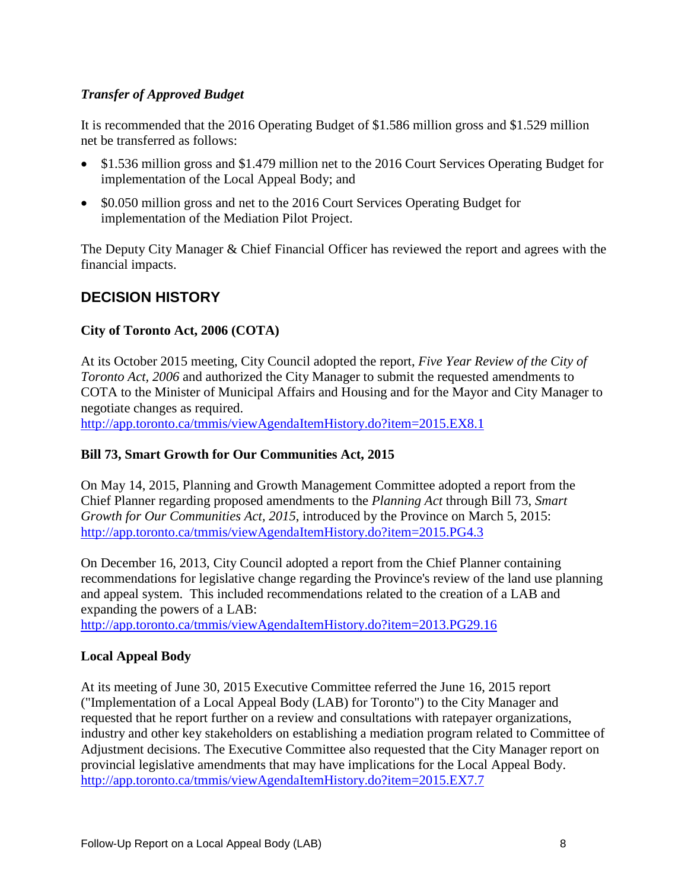*Transfer of Approved Budget*

It is recommended that the 2016 Operating Budget of $1.586 million gross and $1.529 million net be transferred as follows:

- $1.536 million gross and $1.479 million net to the 2016 Court Services Operating Budget for implementation of the Local Appeal Body; and
- $0.050 million gross and net to the 2016 Court Services Operating Budget for implementation of the Mediation Pilot Project.

The Deputy City Manager & Chief Financial Officer has reviewed the report and agrees with the financial impacts.

## DECISION HISTORY

**City of Toronto Act, 2006 (COTA)**

At its October 2015 meeting, City Council adopted the report, *Five Year Review of the City of Toronto Act, 2006* and authorized the City Manager to submit the requested amendments to COTA to the Minister of Municipal Affairs and Housing and for the Mayor and City Manager to negotiate changes as required.
http://app.toronto.ca/tmmis/viewAgendaItemHistory.do?item=2015.EX8.1

**Bill 73, Smart Growth for Our Communities Act, 2015**

On May 14, 2015, Planning and Growth Management Committee adopted a report from the Chief Planner regarding proposed amendments to the *Planning Act* through Bill 73, *Smart Growth for Our Communities Act, 2015*, introduced by the Province on March 5, 2015:
http://app.toronto.ca/tmmis/viewAgendaItemHistory.do?item=2015.PG4.3

On December 16, 2013, City Council adopted a report from the Chief Planner containing recommendations for legislative change regarding the Province's review of the land use planning and appeal system. This included recommendations related to the creation of a LAB and expanding the powers of a LAB:
http://app.toronto.ca/tmmis/viewAgendaItemHistory.do?item=2013.PG29.16

**Local Appeal Body**

At its meeting of June 30, 2015 Executive Committee referred the June 16, 2015 report ("Implementation of a Local Appeal Body (LAB) for Toronto") to the City Manager and requested that he report further on a review and consultations with ratepayer organizations, industry and other key stakeholders on establishing a mediation program related to Committee of Adjustment decisions. The Executive Committee also requested that the City Manager report on provincial legislative amendments that may have implications for the Local Appeal Body.
http://app.toronto.ca/tmmis/viewAgendaItemHistory.do?item=2015.EX7.7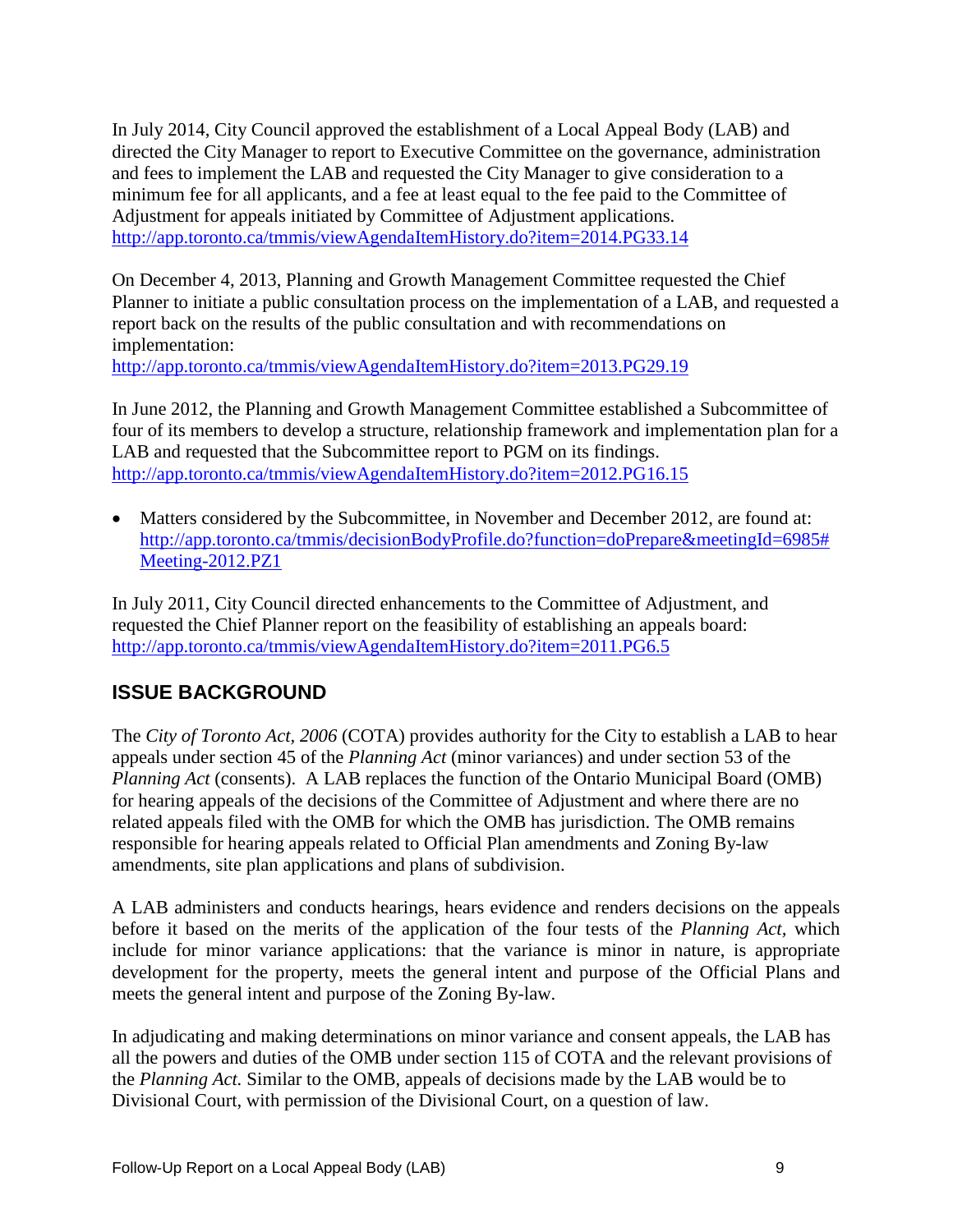In July 2014, City Council approved the establishment of a Local Appeal Body (LAB) and directed the City Manager to report to Executive Committee on the governance, administration and fees to implement the LAB and requested the City Manager to give consideration to a minimum fee for all applicants, and a fee at least equal to the fee paid to the Committee of Adjustment for appeals initiated by Committee of Adjustment applications.
http://app.toronto.ca/tmmis/viewAgendaItemHistory.do?item=2014.PG33.14

On December 4, 2013, Planning and Growth Management Committee requested the Chief Planner to initiate a public consultation process on the implementation of a LAB, and requested a report back on the results of the public consultation and with recommendations on implementation:
http://app.toronto.ca/tmmis/viewAgendaItemHistory.do?item=2013.PG29.19

In June 2012, the Planning and Growth Management Committee established a Subcommittee of four of its members to develop a structure, relationship framework and implementation plan for a LAB and requested that the Subcommittee report to PGM on its findings.
http://app.toronto.ca/tmmis/viewAgendaItemHistory.do?item=2012.PG16.15

- Matters considered by the Subcommittee, in November and December 2012, are found at: http://app.toronto.ca/tmmis/decisionBodyProfile.do?function=doPrepare&meetingId=6985#Meeting-2012.PZ1

In July 2011, City Council directed enhancements to the Committee of Adjustment, and requested the Chief Planner report on the feasibility of establishing an appeals board:
http://app.toronto.ca/tmmis/viewAgendaItemHistory.do?item=2011.PG6.5

## ISSUE BACKGROUND

The *City of Toronto Act, 2006* (COTA) provides authority for the City to establish a LAB to hear appeals under section 45 of the *Planning Act* (minor variances) and under section 53 of the *Planning Act* (consents). A LAB replaces the function of the Ontario Municipal Board (OMB) for hearing appeals of the decisions of the Committee of Adjustment and where there are no related appeals filed with the OMB for which the OMB has jurisdiction. The OMB remains responsible for hearing appeals related to Official Plan amendments and Zoning By-law amendments, site plan applications and plans of subdivision.

A LAB administers and conducts hearings, hears evidence and renders decisions on the appeals before it based on the merits of the application of the four tests of the *Planning Act*, which include for minor variance applications: that the variance is minor in nature, is appropriate development for the property, meets the general intent and purpose of the Official Plans and meets the general intent and purpose of the Zoning By-law.

In adjudicating and making determinations on minor variance and consent appeals, the LAB has all the powers and duties of the OMB under section 115 of COTA and the relevant provisions of the *Planning Act.* Similar to the OMB, appeals of decisions made by the LAB would be to Divisional Court, with permission of the Divisional Court, on a question of law.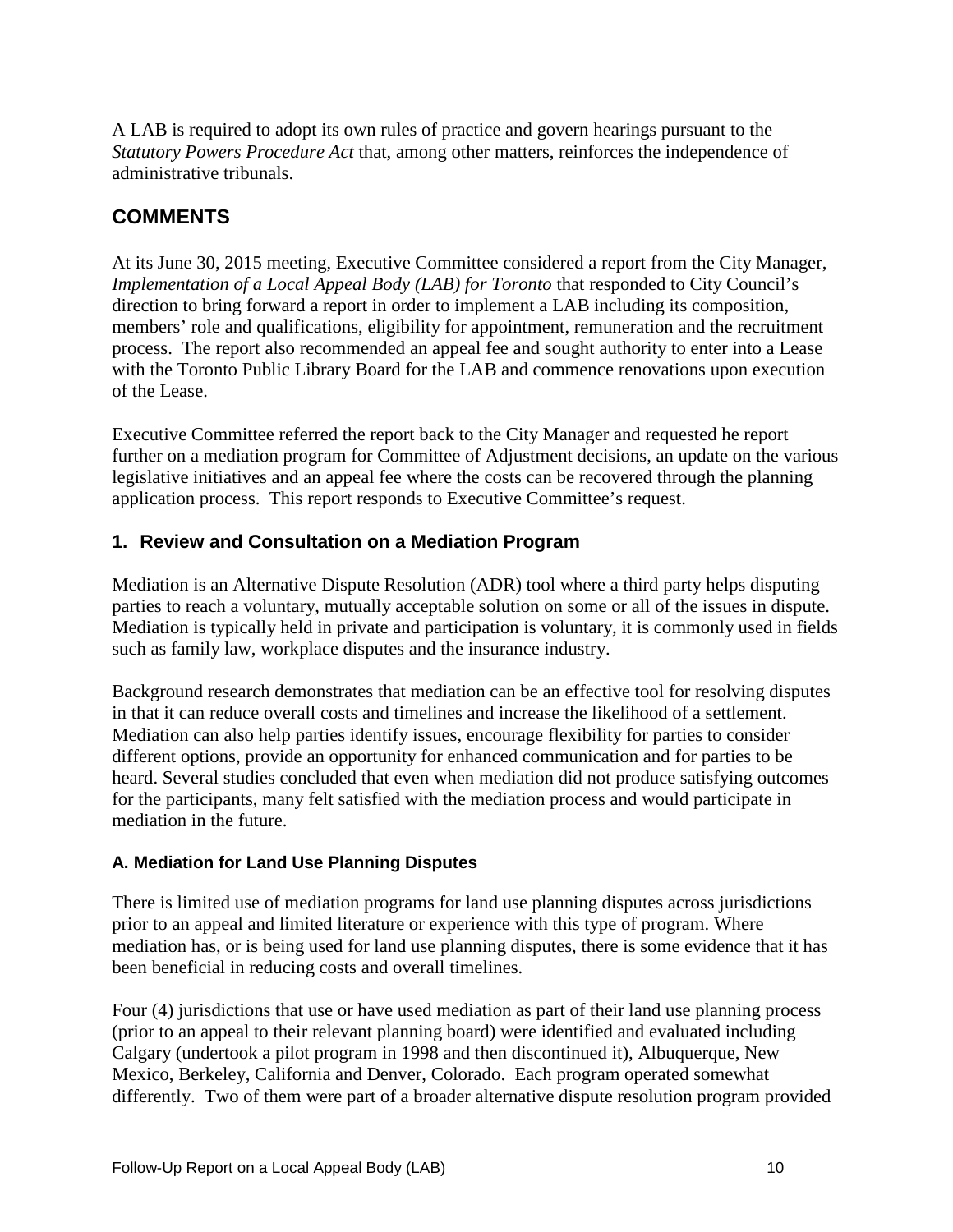A LAB is required to adopt its own rules of practice and govern hearings pursuant to the *Statutory Powers Procedure Act* that, among other matters, reinforces the independence of administrative tribunals.

## COMMENTS

At its June 30, 2015 meeting, Executive Committee considered a report from the City Manager, *Implementation of a Local Appeal Body (LAB) for Toronto* that responded to City Council's direction to bring forward a report in order to implement a LAB including its composition, members' role and qualifications, eligibility for appointment, remuneration and the recruitment process. The report also recommended an appeal fee and sought authority to enter into a Lease with the Toronto Public Library Board for the LAB and commence renovations upon execution of the Lease.

Executive Committee referred the report back to the City Manager and requested he report further on a mediation program for Committee of Adjustment decisions, an update on the various legislative initiatives and an appeal fee where the costs can be recovered through the planning application process. This report responds to Executive Committee's request.

### 1. Review and Consultation on a Mediation Program

Mediation is an Alternative Dispute Resolution (ADR) tool where a third party helps disputing parties to reach a voluntary, mutually acceptable solution on some or all of the issues in dispute. Mediation is typically held in private and participation is voluntary, it is commonly used in fields such as family law, workplace disputes and the insurance industry.

Background research demonstrates that mediation can be an effective tool for resolving disputes in that it can reduce overall costs and timelines and increase the likelihood of a settlement. Mediation can also help parties identify issues, encourage flexibility for parties to consider different options, provide an opportunity for enhanced communication and for parties to be heard. Several studies concluded that even when mediation did not produce satisfying outcomes for the participants, many felt satisfied with the mediation process and would participate in mediation in the future.

#### A. Mediation for Land Use Planning Disputes

There is limited use of mediation programs for land use planning disputes across jurisdictions prior to an appeal and limited literature or experience with this type of program. Where mediation has, or is being used for land use planning disputes, there is some evidence that it has been beneficial in reducing costs and overall timelines.

Four (4) jurisdictions that use or have used mediation as part of their land use planning process (prior to an appeal to their relevant planning board) were identified and evaluated including Calgary (undertook a pilot program in 1998 and then discontinued it), Albuquerque, New Mexico, Berkeley, California and Denver, Colorado. Each program operated somewhat differently. Two of them were part of a broader alternative dispute resolution program provided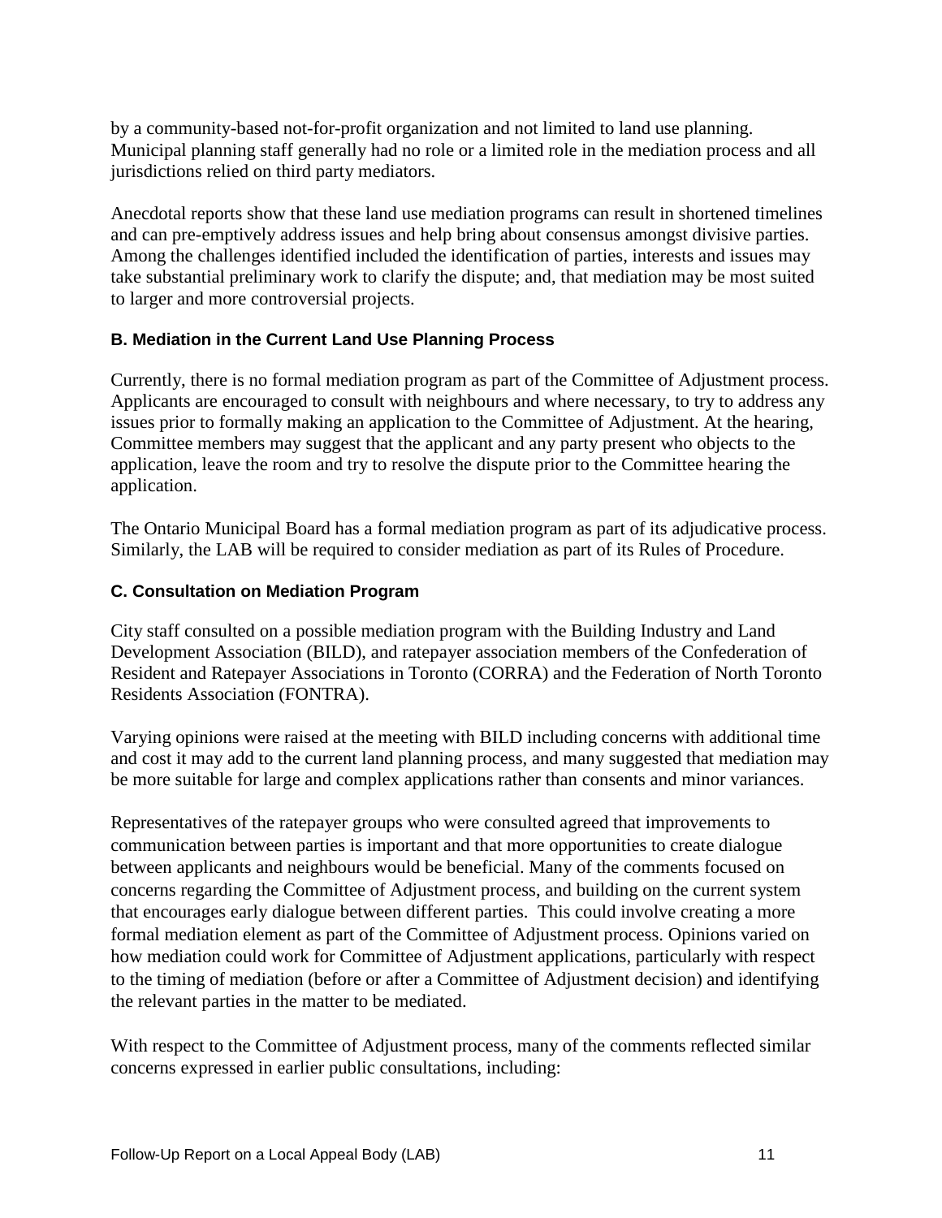by a community-based not-for-profit organization and not limited to land use planning. Municipal planning staff generally had no role or a limited role in the mediation process and all jurisdictions relied on third party mediators.

Anecdotal reports show that these land use mediation programs can result in shortened timelines and can pre-emptively address issues and help bring about consensus amongst divisive parties. Among the challenges identified included the identification of parties, interests and issues may take substantial preliminary work to clarify the dispute; and, that mediation may be most suited to larger and more controversial projects.

### B. Mediation in the Current Land Use Planning Process

Currently, there is no formal mediation program as part of the Committee of Adjustment process. Applicants are encouraged to consult with neighbours and where necessary, to try to address any issues prior to formally making an application to the Committee of Adjustment. At the hearing, Committee members may suggest that the applicant and any party present who objects to the application, leave the room and try to resolve the dispute prior to the Committee hearing the application.

The Ontario Municipal Board has a formal mediation program as part of its adjudicative process. Similarly, the LAB will be required to consider mediation as part of its Rules of Procedure.

### C. Consultation on Mediation Program

City staff consulted on a possible mediation program with the Building Industry and Land Development Association (BILD), and ratepayer association members of the Confederation of Resident and Ratepayer Associations in Toronto (CORRA) and the Federation of North Toronto Residents Association (FONTRA).

Varying opinions were raised at the meeting with BILD including concerns with additional time and cost it may add to the current land planning process, and many suggested that mediation may be more suitable for large and complex applications rather than consents and minor variances.

Representatives of the ratepayer groups who were consulted agreed that improvements to communication between parties is important and that more opportunities to create dialogue between applicants and neighbours would be beneficial. Many of the comments focused on concerns regarding the Committee of Adjustment process, and building on the current system that encourages early dialogue between different parties. This could involve creating a more formal mediation element as part of the Committee of Adjustment process. Opinions varied on how mediation could work for Committee of Adjustment applications, particularly with respect to the timing of mediation (before or after a Committee of Adjustment decision) and identifying the relevant parties in the matter to be mediated.

With respect to the Committee of Adjustment process, many of the comments reflected similar concerns expressed in earlier public consultations, including: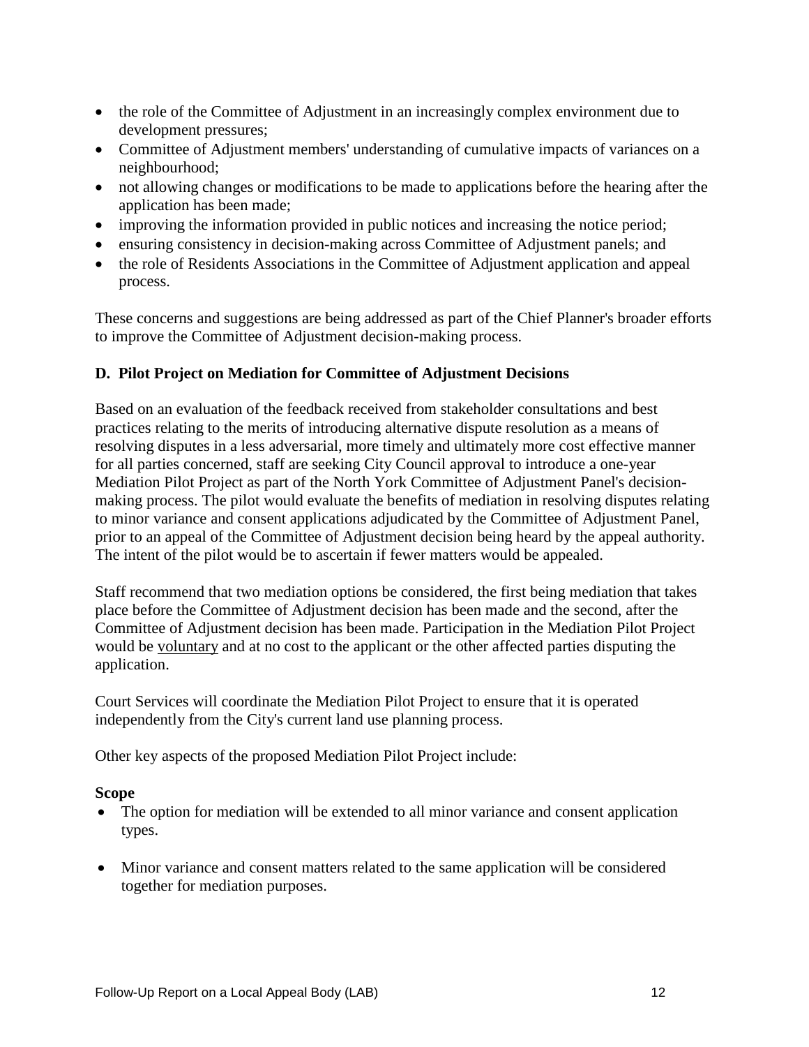- the role of the Committee of Adjustment in an increasingly complex environment due to development pressures;
- Committee of Adjustment members' understanding of cumulative impacts of variances on a neighbourhood;
- not allowing changes or modifications to be made to applications before the hearing after the application has been made;
- improving the information provided in public notices and increasing the notice period;
- ensuring consistency in decision-making across Committee of Adjustment panels; and
- the role of Residents Associations in the Committee of Adjustment application and appeal process.

These concerns and suggestions are being addressed as part of the Chief Planner's broader efforts to improve the Committee of Adjustment decision-making process.

**D. Pilot Project on Mediation for Committee of Adjustment Decisions**

Based on an evaluation of the feedback received from stakeholder consultations and best practices relating to the merits of introducing alternative dispute resolution as a means of resolving disputes in a less adversarial, more timely and ultimately more cost effective manner for all parties concerned, staff are seeking City Council approval to introduce a one-year Mediation Pilot Project as part of the North York Committee of Adjustment Panel's decision-making process. The pilot would evaluate the benefits of mediation in resolving disputes relating to minor variance and consent applications adjudicated by the Committee of Adjustment Panel, prior to an appeal of the Committee of Adjustment decision being heard by the appeal authority. The intent of the pilot would be to ascertain if fewer matters would be appealed.

Staff recommend that two mediation options be considered, the first being mediation that takes place before the Committee of Adjustment decision has been made and the second, after the Committee of Adjustment decision has been made. Participation in the Mediation Pilot Project would be voluntary and at no cost to the applicant or the other affected parties disputing the application.

Court Services will coordinate the Mediation Pilot Project to ensure that it is operated independently from the City's current land use planning process.

Other key aspects of the proposed Mediation Pilot Project include:

**Scope**

- The option for mediation will be extended to all minor variance and consent application types.
- Minor variance and consent matters related to the same application will be considered together for mediation purposes.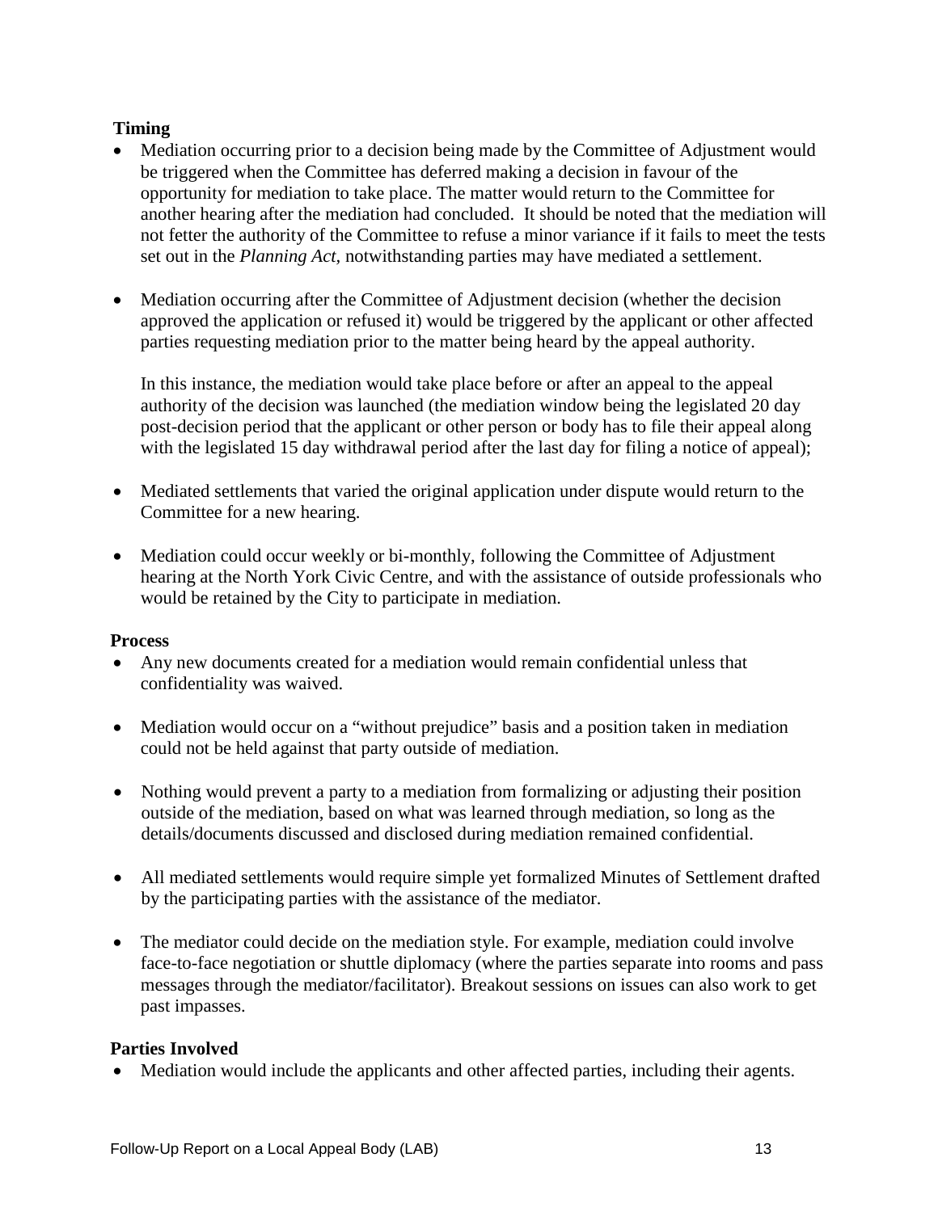**Timing**

- Mediation occurring prior to a decision being made by the Committee of Adjustment would be triggered when the Committee has deferred making a decision in favour of the opportunity for mediation to take place. The matter would return to the Committee for another hearing after the mediation had concluded. It should be noted that the mediation will not fetter the authority of the Committee to refuse a minor variance if it fails to meet the tests set out in the *Planning Act*, notwithstanding parties may have mediated a settlement.

- Mediation occurring after the Committee of Adjustment decision (whether the decision approved the application or refused it) would be triggered by the applicant or other affected parties requesting mediation prior to the matter being heard by the appeal authority.

  In this instance, the mediation would take place before or after an appeal to the appeal authority of the decision was launched (the mediation window being the legislated 20 day post-decision period that the applicant or other person or body has to file their appeal along with the legislated 15 day withdrawal period after the last day for filing a notice of appeal);

- Mediated settlements that varied the original application under dispute would return to the Committee for a new hearing.

- Mediation could occur weekly or bi-monthly, following the Committee of Adjustment hearing at the North York Civic Centre, and with the assistance of outside professionals who would be retained by the City to participate in mediation.

**Process**

- Any new documents created for a mediation would remain confidential unless that confidentiality was waived.

- Mediation would occur on a "without prejudice" basis and a position taken in mediation could not be held against that party outside of mediation.

- Nothing would prevent a party to a mediation from formalizing or adjusting their position outside of the mediation, based on what was learned through mediation, so long as the details/documents discussed and disclosed during mediation remained confidential.

- All mediated settlements would require simple yet formalized Minutes of Settlement drafted by the participating parties with the assistance of the mediator.

- The mediator could decide on the mediation style. For example, mediation could involve face-to-face negotiation or shuttle diplomacy (where the parties separate into rooms and pass messages through the mediator/facilitator). Breakout sessions on issues can also work to get past impasses.

**Parties Involved**

- Mediation would include the applicants and other affected parties, including their agents.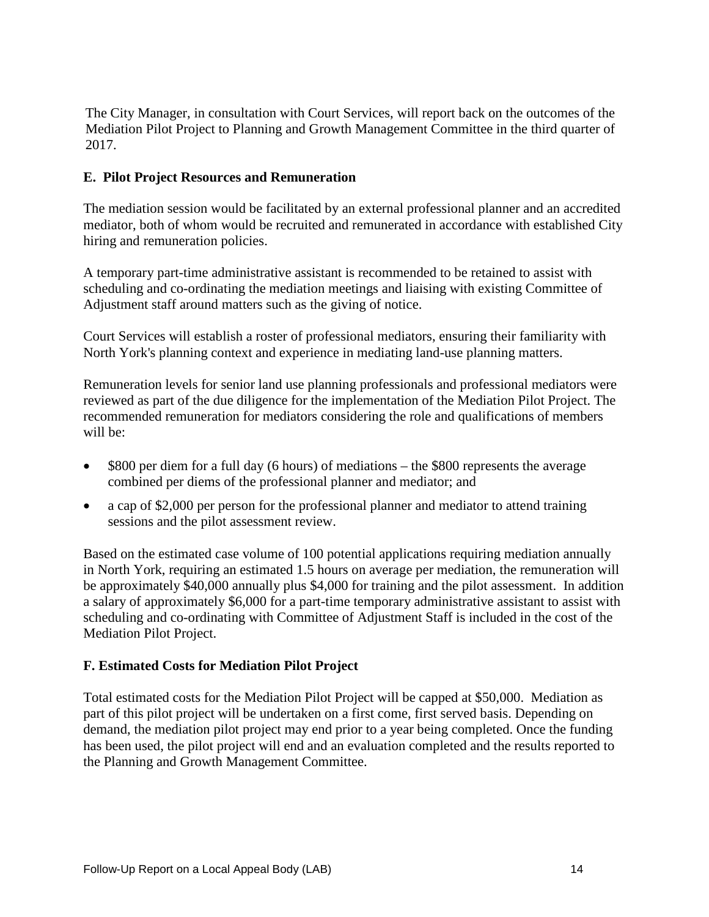The City Manager, in consultation with Court Services, will report back on the outcomes of the Mediation Pilot Project to Planning and Growth Management Committee in the third quarter of 2017.

### E. Pilot Project Resources and Remuneration

The mediation session would be facilitated by an external professional planner and an accredited mediator, both of whom would be recruited and remunerated in accordance with established City hiring and remuneration policies.

A temporary part-time administrative assistant is recommended to be retained to assist with scheduling and co-ordinating the mediation meetings and liaising with existing Committee of Adjustment staff around matters such as the giving of notice.

Court Services will establish a roster of professional mediators, ensuring their familiarity with North York's planning context and experience in mediating land-use planning matters.

Remuneration levels for senior land use planning professionals and professional mediators were reviewed as part of the due diligence for the implementation of the Mediation Pilot Project. The recommended remuneration for mediators considering the role and qualifications of members will be:

- $800 per diem for a full day (6 hours) of mediations – the $800 represents the average combined per diems of the professional planner and mediator; and
- a cap of $2,000 per person for the professional planner and mediator to attend training sessions and the pilot assessment review.

Based on the estimated case volume of 100 potential applications requiring mediation annually in North York, requiring an estimated 1.5 hours on average per mediation, the remuneration will be approximately $40,000 annually plus $4,000 for training and the pilot assessment. In addition a salary of approximately $6,000 for a part-time temporary administrative assistant to assist with scheduling and co-ordinating with Committee of Adjustment Staff is included in the cost of the Mediation Pilot Project.

### F. Estimated Costs for Mediation Pilot Project

Total estimated costs for the Mediation Pilot Project will be capped at $50,000. Mediation as part of this pilot project will be undertaken on a first come, first served basis. Depending on demand, the mediation pilot project may end prior to a year being completed. Once the funding has been used, the pilot project will end and an evaluation completed and the results reported to the Planning and Growth Management Committee.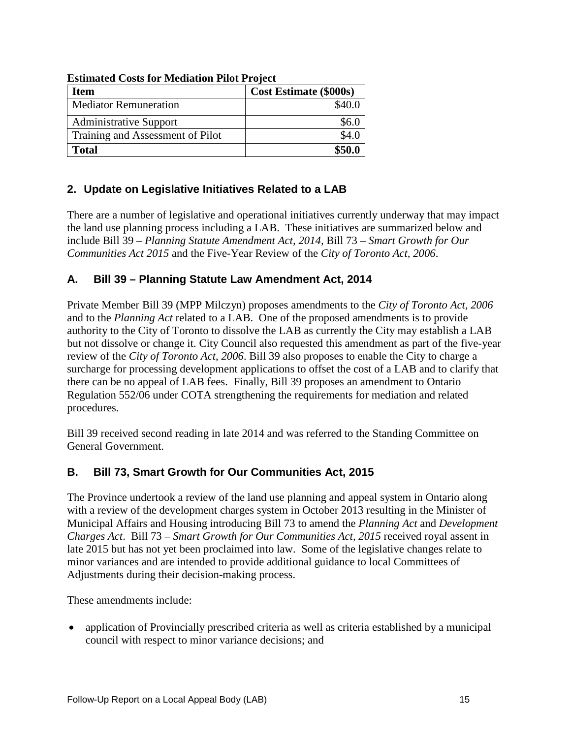**Estimated Costs for Mediation Pilot Project**

| Item | Cost Estimate ($000s) |
|---|---|
| Mediator Remuneration | $40.0 |
| Administrative Support | $6.0 |
| Training and Assessment of Pilot | $4.0 |
| **Total** | **$50.0** |

## 2. Update on Legislative Initiatives Related to a LAB

There are a number of legislative and operational initiatives currently underway that may impact the land use planning process including a LAB. These initiatives are summarized below and include Bill 39 – *Planning Statute Amendment Act, 2014,* Bill 73 – *Smart Growth for Our Communities Act 2015* and the Five-Year Review of the *City of Toronto Act, 2006*.

### A. Bill 39 – Planning Statute Law Amendment Act, 2014

Private Member Bill 39 (MPP Milczyn) proposes amendments to the *City of Toronto Act, 2006* and to the *Planning Act* related to a LAB. One of the proposed amendments is to provide authority to the City of Toronto to dissolve the LAB as currently the City may establish a LAB but not dissolve or change it. City Council also requested this amendment as part of the five-year review of the *City of Toronto Act, 2006*. Bill 39 also proposes to enable the City to charge a surcharge for processing development applications to offset the cost of a LAB and to clarify that there can be no appeal of LAB fees. Finally, Bill 39 proposes an amendment to Ontario Regulation 552/06 under COTA strengthening the requirements for mediation and related procedures.

Bill 39 received second reading in late 2014 and was referred to the Standing Committee on General Government.

### B. Bill 73, Smart Growth for Our Communities Act, 2015

The Province undertook a review of the land use planning and appeal system in Ontario along with a review of the development charges system in October 2013 resulting in the Minister of Municipal Affairs and Housing introducing Bill 73 to amend the *Planning Act* and *Development Charges Act*. Bill 73 – *Smart Growth for Our Communities Act, 2015* received royal assent in late 2015 but has not yet been proclaimed into law. Some of the legislative changes relate to minor variances and are intended to provide additional guidance to local Committees of Adjustments during their decision-making process.

These amendments include:

- application of Provincially prescribed criteria as well as criteria established by a municipal council with respect to minor variance decisions; and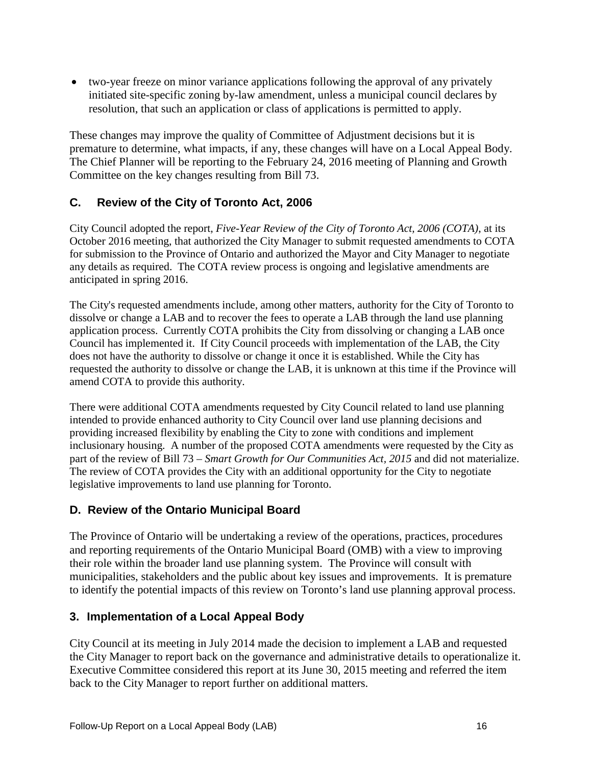- two-year freeze on minor variance applications following the approval of any privately initiated site-specific zoning by-law amendment, unless a municipal council declares by resolution, that such an application or class of applications is permitted to apply.

These changes may improve the quality of Committee of Adjustment decisions but it is premature to determine, what impacts, if any, these changes will have on a Local Appeal Body. The Chief Planner will be reporting to the February 24, 2016 meeting of Planning and Growth Committee on the key changes resulting from Bill 73.

### C. Review of the City of Toronto Act, 2006

City Council adopted the report, *Five-Year Review of the City of Toronto Act, 2006 (COTA)*, at its October 2016 meeting, that authorized the City Manager to submit requested amendments to COTA for submission to the Province of Ontario and authorized the Mayor and City Manager to negotiate any details as required. The COTA review process is ongoing and legislative amendments are anticipated in spring 2016.

The City's requested amendments include, among other matters, authority for the City of Toronto to dissolve or change a LAB and to recover the fees to operate a LAB through the land use planning application process. Currently COTA prohibits the City from dissolving or changing a LAB once Council has implemented it. If City Council proceeds with implementation of the LAB, the City does not have the authority to dissolve or change it once it is established. While the City has requested the authority to dissolve or change the LAB, it is unknown at this time if the Province will amend COTA to provide this authority.

There were additional COTA amendments requested by City Council related to land use planning intended to provide enhanced authority to City Council over land use planning decisions and providing increased flexibility by enabling the City to zone with conditions and implement inclusionary housing. A number of the proposed COTA amendments were requested by the City as part of the review of Bill 73 – *Smart Growth for Our Communities Act, 2015* and did not materialize. The review of COTA provides the City with an additional opportunity for the City to negotiate legislative improvements to land use planning for Toronto.

### D. Review of the Ontario Municipal Board

The Province of Ontario will be undertaking a review of the operations, practices, procedures and reporting requirements of the Ontario Municipal Board (OMB) with a view to improving their role within the broader land use planning system. The Province will consult with municipalities, stakeholders and the public about key issues and improvements. It is premature to identify the potential impacts of this review on Toronto's land use planning approval process.

## 3. Implementation of a Local Appeal Body

City Council at its meeting in July 2014 made the decision to implement a LAB and requested the City Manager to report back on the governance and administrative details to operationalize it. Executive Committee considered this report at its June 30, 2015 meeting and referred the item back to the City Manager to report further on additional matters.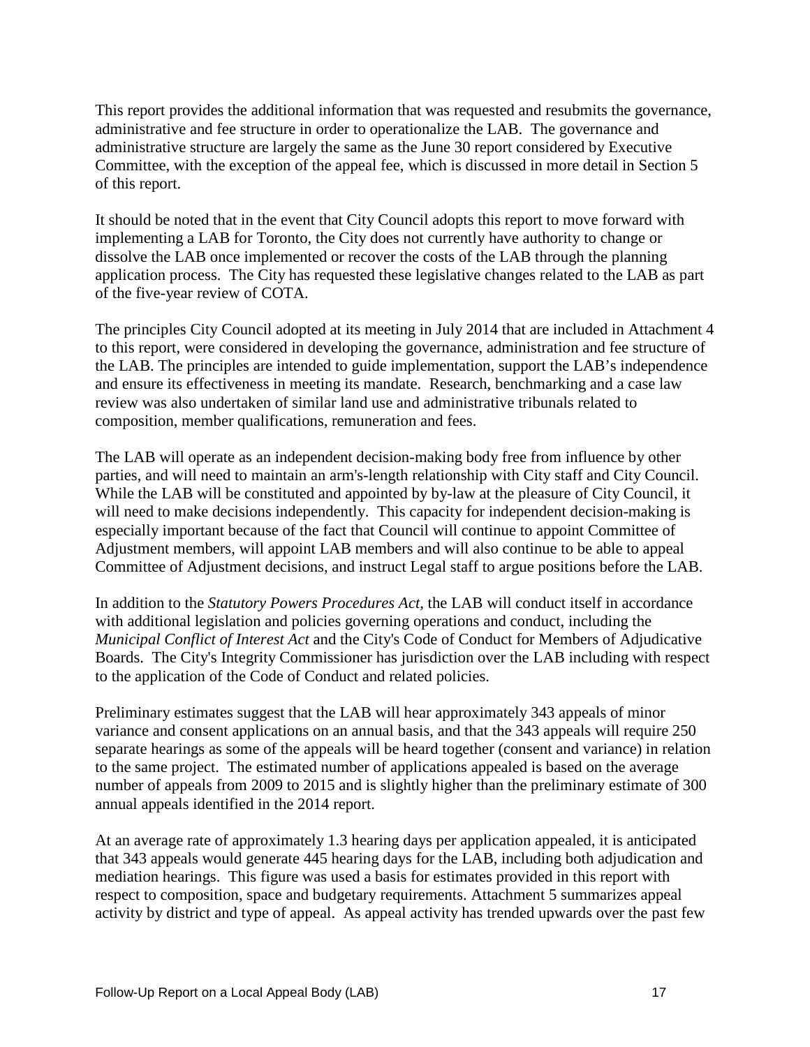This report provides the additional information that was requested and resubmits the governance, administrative and fee structure in order to operationalize the LAB. The governance and administrative structure are largely the same as the June 30 report considered by Executive Committee, with the exception of the appeal fee, which is discussed in more detail in Section 5 of this report.

It should be noted that in the event that City Council adopts this report to move forward with implementing a LAB for Toronto, the City does not currently have authority to change or dissolve the LAB once implemented or recover the costs of the LAB through the planning application process. The City has requested these legislative changes related to the LAB as part of the five-year review of COTA.

The principles City Council adopted at its meeting in July 2014 that are included in Attachment 4 to this report, were considered in developing the governance, administration and fee structure of the LAB. The principles are intended to guide implementation, support the LAB's independence and ensure its effectiveness in meeting its mandate. Research, benchmarking and a case law review was also undertaken of similar land use and administrative tribunals related to composition, member qualifications, remuneration and fees.

The LAB will operate as an independent decision-making body free from influence by other parties, and will need to maintain an arm's-length relationship with City staff and City Council. While the LAB will be constituted and appointed by by-law at the pleasure of City Council, it will need to make decisions independently. This capacity for independent decision-making is especially important because of the fact that Council will continue to appoint Committee of Adjustment members, will appoint LAB members and will also continue to be able to appeal Committee of Adjustment decisions, and instruct Legal staff to argue positions before the LAB.

In addition to the *Statutory Powers Procedures Act*, the LAB will conduct itself in accordance with additional legislation and policies governing operations and conduct, including the *Municipal Conflict of Interest Act* and the City's Code of Conduct for Members of Adjudicative Boards. The City's Integrity Commissioner has jurisdiction over the LAB including with respect to the application of the Code of Conduct and related policies.

Preliminary estimates suggest that the LAB will hear approximately 343 appeals of minor variance and consent applications on an annual basis, and that the 343 appeals will require 250 separate hearings as some of the appeals will be heard together (consent and variance) in relation to the same project. The estimated number of applications appealed is based on the average number of appeals from 2009 to 2015 and is slightly higher than the preliminary estimate of 300 annual appeals identified in the 2014 report.

At an average rate of approximately 1.3 hearing days per application appealed, it is anticipated that 343 appeals would generate 445 hearing days for the LAB, including both adjudication and mediation hearings. This figure was used a basis for estimates provided in this report with respect to composition, space and budgetary requirements. Attachment 5 summarizes appeal activity by district and type of appeal. As appeal activity has trended upwards over the past few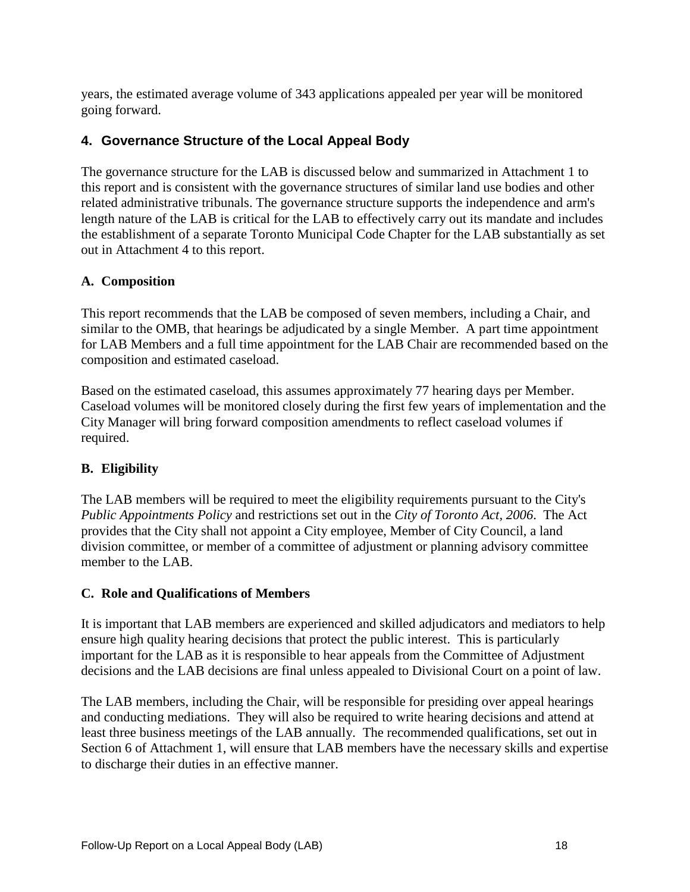years, the estimated average volume of 343 applications appealed per year will be monitored going forward.

## 4. Governance Structure of the Local Appeal Body

The governance structure for the LAB is discussed below and summarized in Attachment 1 to this report and is consistent with the governance structures of similar land use bodies and other related administrative tribunals. The governance structure supports the independence and arm's length nature of the LAB is critical for the LAB to effectively carry out its mandate and includes the establishment of a separate Toronto Municipal Code Chapter for the LAB substantially as set out in Attachment 4 to this report.

### A. Composition

This report recommends that the LAB be composed of seven members, including a Chair, and similar to the OMB, that hearings be adjudicated by a single Member. A part time appointment for LAB Members and a full time appointment for the LAB Chair are recommended based on the composition and estimated caseload.

Based on the estimated caseload, this assumes approximately 77 hearing days per Member. Caseload volumes will be monitored closely during the first few years of implementation and the City Manager will bring forward composition amendments to reflect caseload volumes if required.

### B. Eligibility

The LAB members will be required to meet the eligibility requirements pursuant to the City's *Public Appointments Policy* and restrictions set out in the *City of Toronto Act, 2006*. The Act provides that the City shall not appoint a City employee, Member of City Council, a land division committee, or member of a committee of adjustment or planning advisory committee member to the LAB.

### C. Role and Qualifications of Members

It is important that LAB members are experienced and skilled adjudicators and mediators to help ensure high quality hearing decisions that protect the public interest. This is particularly important for the LAB as it is responsible to hear appeals from the Committee of Adjustment decisions and the LAB decisions are final unless appealed to Divisional Court on a point of law.

The LAB members, including the Chair, will be responsible for presiding over appeal hearings and conducting mediations. They will also be required to write hearing decisions and attend at least three business meetings of the LAB annually. The recommended qualifications, set out in Section 6 of Attachment 1, will ensure that LAB members have the necessary skills and expertise to discharge their duties in an effective manner.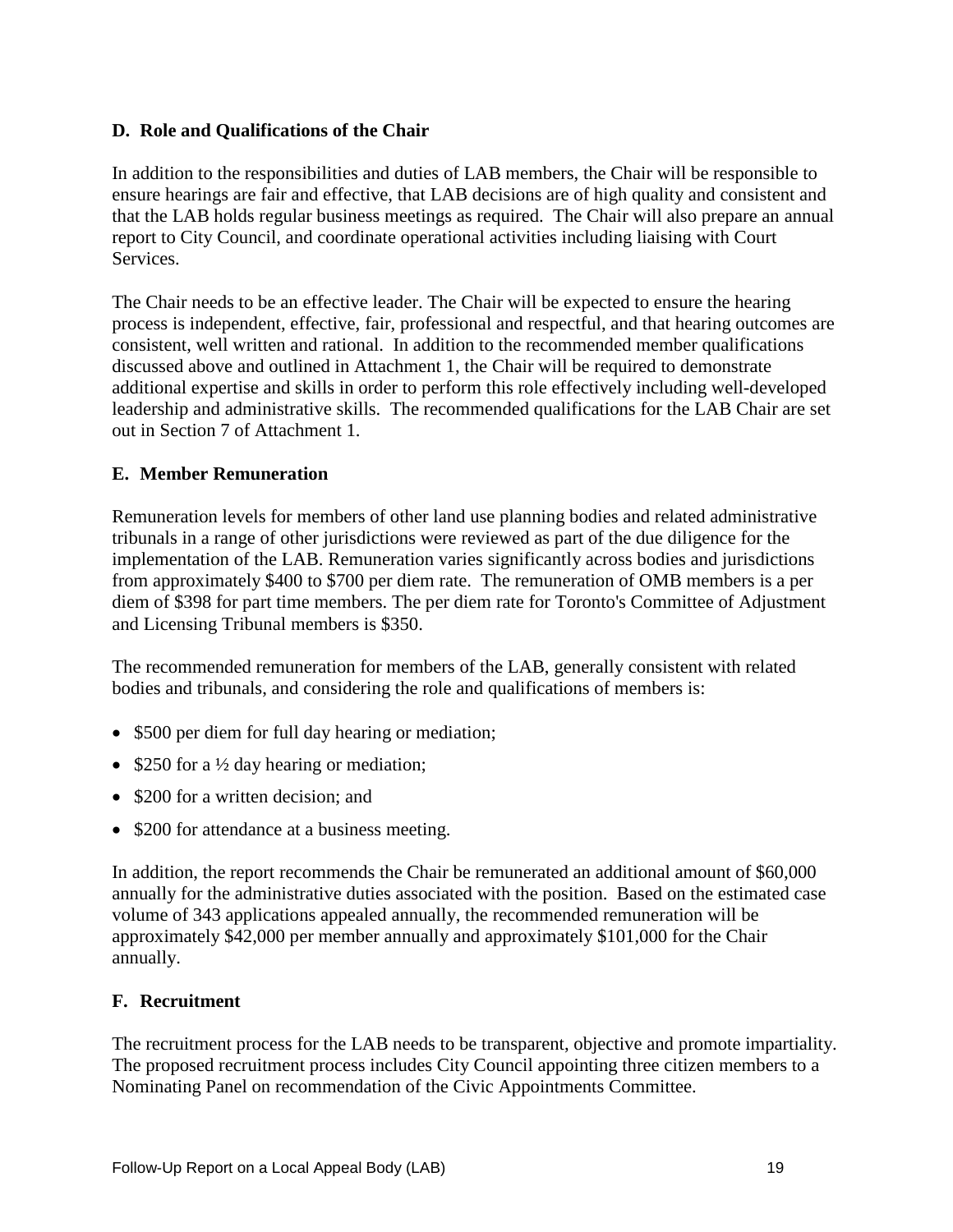### D. Role and Qualifications of the Chair

In addition to the responsibilities and duties of LAB members, the Chair will be responsible to ensure hearings are fair and effective, that LAB decisions are of high quality and consistent and that the LAB holds regular business meetings as required. The Chair will also prepare an annual report to City Council, and coordinate operational activities including liaising with Court Services.

The Chair needs to be an effective leader. The Chair will be expected to ensure the hearing process is independent, effective, fair, professional and respectful, and that hearing outcomes are consistent, well written and rational. In addition to the recommended member qualifications discussed above and outlined in Attachment 1, the Chair will be required to demonstrate additional expertise and skills in order to perform this role effectively including well-developed leadership and administrative skills. The recommended qualifications for the LAB Chair are set out in Section 7 of Attachment 1.

### E. Member Remuneration

Remuneration levels for members of other land use planning bodies and related administrative tribunals in a range of other jurisdictions were reviewed as part of the due diligence for the implementation of the LAB. Remuneration varies significantly across bodies and jurisdictions from approximately $400 to $700 per diem rate. The remuneration of OMB members is a per diem of $398 for part time members. The per diem rate for Toronto's Committee of Adjustment and Licensing Tribunal members is $350.

The recommended remuneration for members of the LAB, generally consistent with related bodies and tribunals, and considering the role and qualifications of members is:

- $500 per diem for full day hearing or mediation;
- $250 for a ½ day hearing or mediation;
- $200 for a written decision; and
- $200 for attendance at a business meeting.

In addition, the report recommends the Chair be remunerated an additional amount of $60,000 annually for the administrative duties associated with the position. Based on the estimated case volume of 343 applications appealed annually, the recommended remuneration will be approximately $42,000 per member annually and approximately $101,000 for the Chair annually.

### F. Recruitment

The recruitment process for the LAB needs to be transparent, objective and promote impartiality. The proposed recruitment process includes City Council appointing three citizen members to a Nominating Panel on recommendation of the Civic Appointments Committee.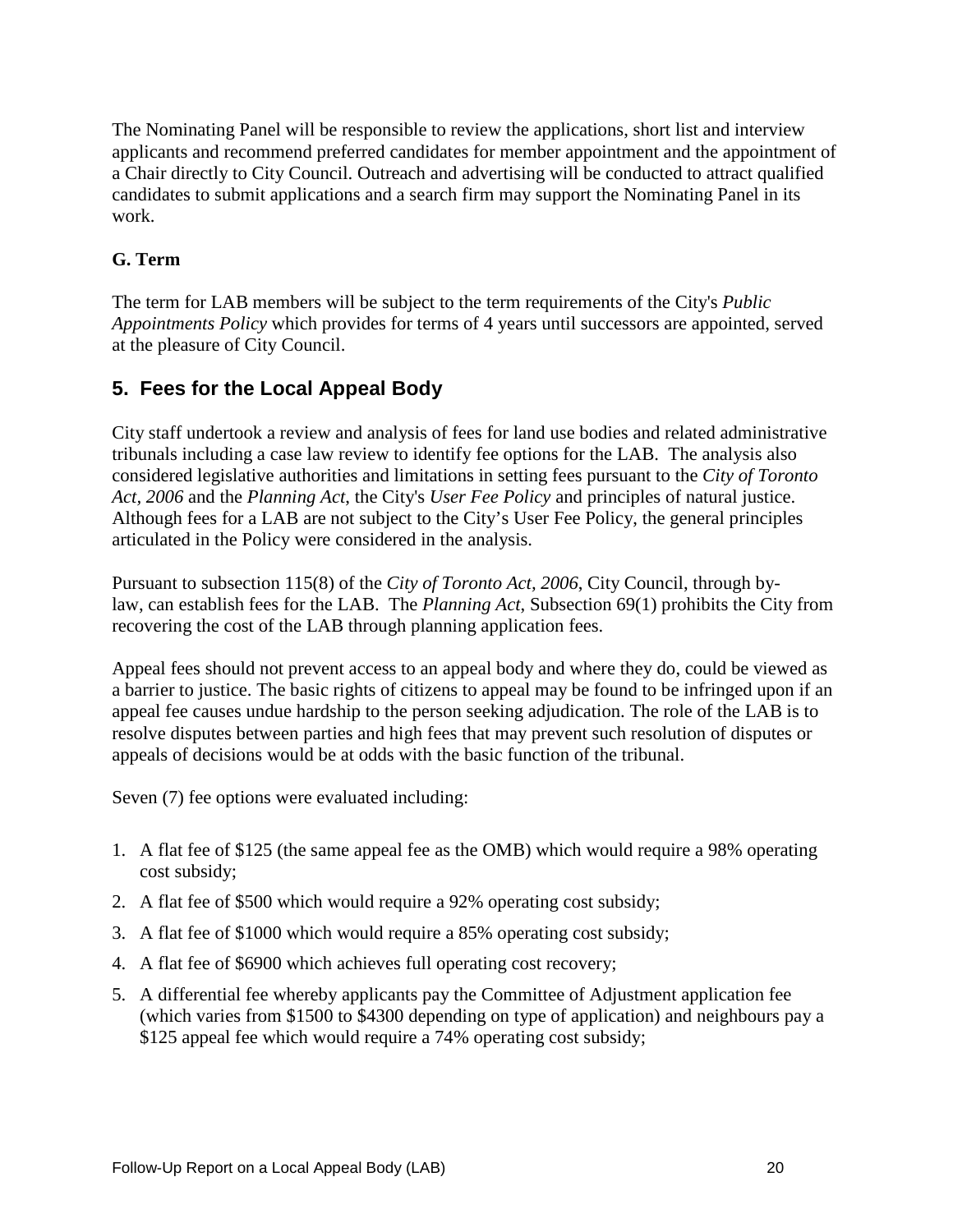The Nominating Panel will be responsible to review the applications, short list and interview applicants and recommend preferred candidates for member appointment and the appointment of a Chair directly to City Council. Outreach and advertising will be conducted to attract qualified candidates to submit applications and a search firm may support the Nominating Panel in its work.

**G. Term**

The term for LAB members will be subject to the term requirements of the City's *Public Appointments Policy* which provides for terms of 4 years until successors are appointed, served at the pleasure of City Council.

## 5. Fees for the Local Appeal Body

City staff undertook a review and analysis of fees for land use bodies and related administrative tribunals including a case law review to identify fee options for the LAB. The analysis also considered legislative authorities and limitations in setting fees pursuant to the *City of Toronto Act, 2006* and the *Planning Act*, the City's *User Fee Policy* and principles of natural justice. Although fees for a LAB are not subject to the City's User Fee Policy, the general principles articulated in the Policy were considered in the analysis.

Pursuant to subsection 115(8) of the *City of Toronto Act, 2006*, City Council, through by-law, can establish fees for the LAB. The *Planning Act*, Subsection 69(1) prohibits the City from recovering the cost of the LAB through planning application fees.

Appeal fees should not prevent access to an appeal body and where they do, could be viewed as a barrier to justice. The basic rights of citizens to appeal may be found to be infringed upon if an appeal fee causes undue hardship to the person seeking adjudication. The role of the LAB is to resolve disputes between parties and high fees that may prevent such resolution of disputes or appeals of decisions would be at odds with the basic function of the tribunal.

Seven (7) fee options were evaluated including:

1. A flat fee of $125 (the same appeal fee as the OMB) which would require a 98% operating cost subsidy;
2. A flat fee of $500 which would require a 92% operating cost subsidy;
3. A flat fee of $1000 which would require a 85% operating cost subsidy;
4. A flat fee of $6900 which achieves full operating cost recovery;
5. A differential fee whereby applicants pay the Committee of Adjustment application fee (which varies from $1500 to $4300 depending on type of application) and neighbours pay a $125 appeal fee which would require a 74% operating cost subsidy;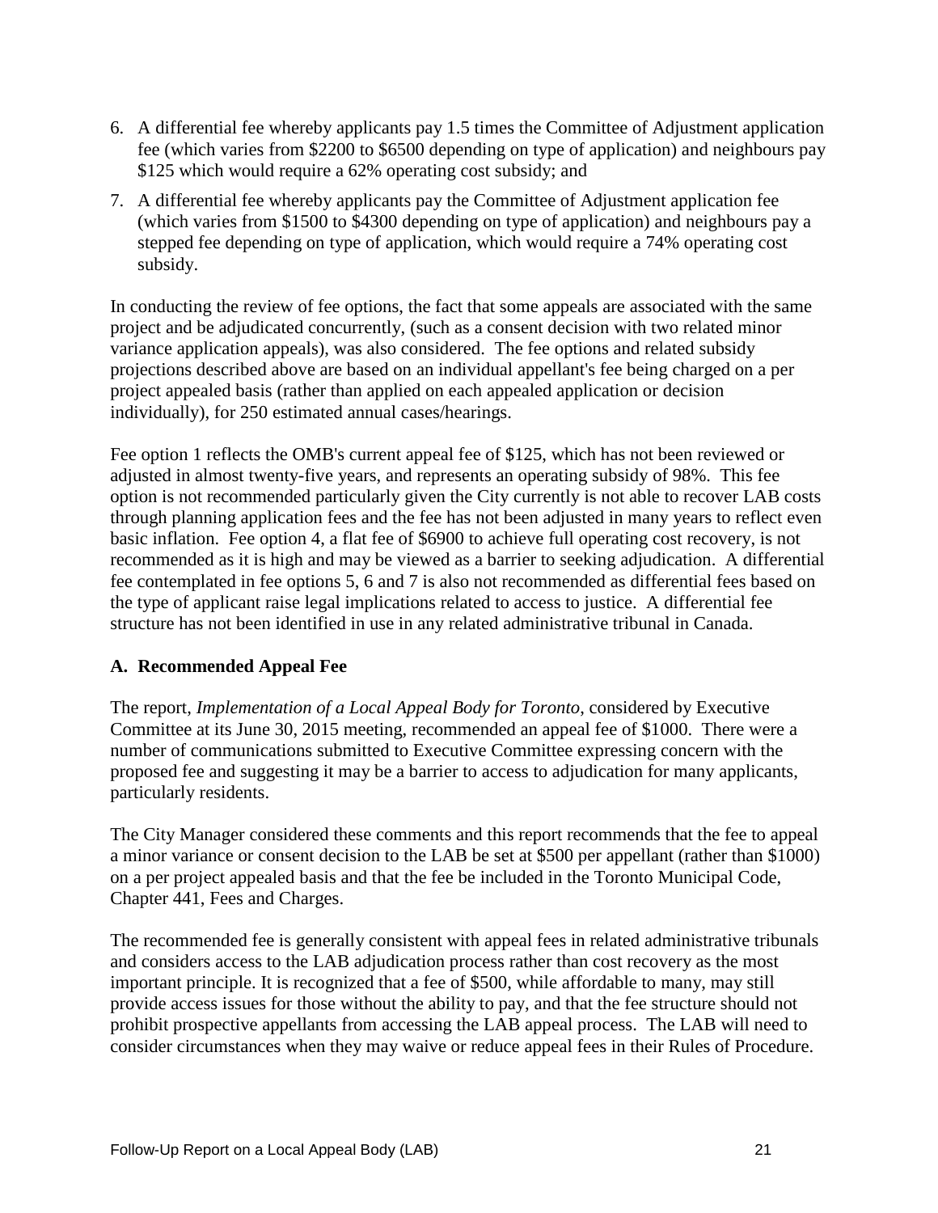6. A differential fee whereby applicants pay 1.5 times the Committee of Adjustment application fee (which varies from $2200 to $6500 depending on type of application) and neighbours pay $125 which would require a 62% operating cost subsidy; and
7. A differential fee whereby applicants pay the Committee of Adjustment application fee (which varies from $1500 to $4300 depending on type of application) and neighbours pay a stepped fee depending on type of application, which would require a 74% operating cost subsidy.

In conducting the review of fee options, the fact that some appeals are associated with the same project and be adjudicated concurrently, (such as a consent decision with two related minor variance application appeals), was also considered. The fee options and related subsidy projections described above are based on an individual appellant's fee being charged on a per project appealed basis (rather than applied on each appealed application or decision individually), for 250 estimated annual cases/hearings.

Fee option 1 reflects the OMB's current appeal fee of $125, which has not been reviewed or adjusted in almost twenty-five years, and represents an operating subsidy of 98%. This fee option is not recommended particularly given the City currently is not able to recover LAB costs through planning application fees and the fee has not been adjusted in many years to reflect even basic inflation. Fee option 4, a flat fee of $6900 to achieve full operating cost recovery, is not recommended as it is high and may be viewed as a barrier to seeking adjudication. A differential fee contemplated in fee options 5, 6 and 7 is also not recommended as differential fees based on the type of applicant raise legal implications related to access to justice. A differential fee structure has not been identified in use in any related administrative tribunal in Canada.

### A. Recommended Appeal Fee

The report, *Implementation of a Local Appeal Body for Toronto*, considered by Executive Committee at its June 30, 2015 meeting, recommended an appeal fee of $1000. There were a number of communications submitted to Executive Committee expressing concern with the proposed fee and suggesting it may be a barrier to access to adjudication for many applicants, particularly residents.

The City Manager considered these comments and this report recommends that the fee to appeal a minor variance or consent decision to the LAB be set at $500 per appellant (rather than $1000) on a per project appealed basis and that the fee be included in the Toronto Municipal Code, Chapter 441, Fees and Charges.

The recommended fee is generally consistent with appeal fees in related administrative tribunals and considers access to the LAB adjudication process rather than cost recovery as the most important principle. It is recognized that a fee of $500, while affordable to many, may still provide access issues for those without the ability to pay, and that the fee structure should not prohibit prospective appellants from accessing the LAB appeal process. The LAB will need to consider circumstances when they may waive or reduce appeal fees in their Rules of Procedure.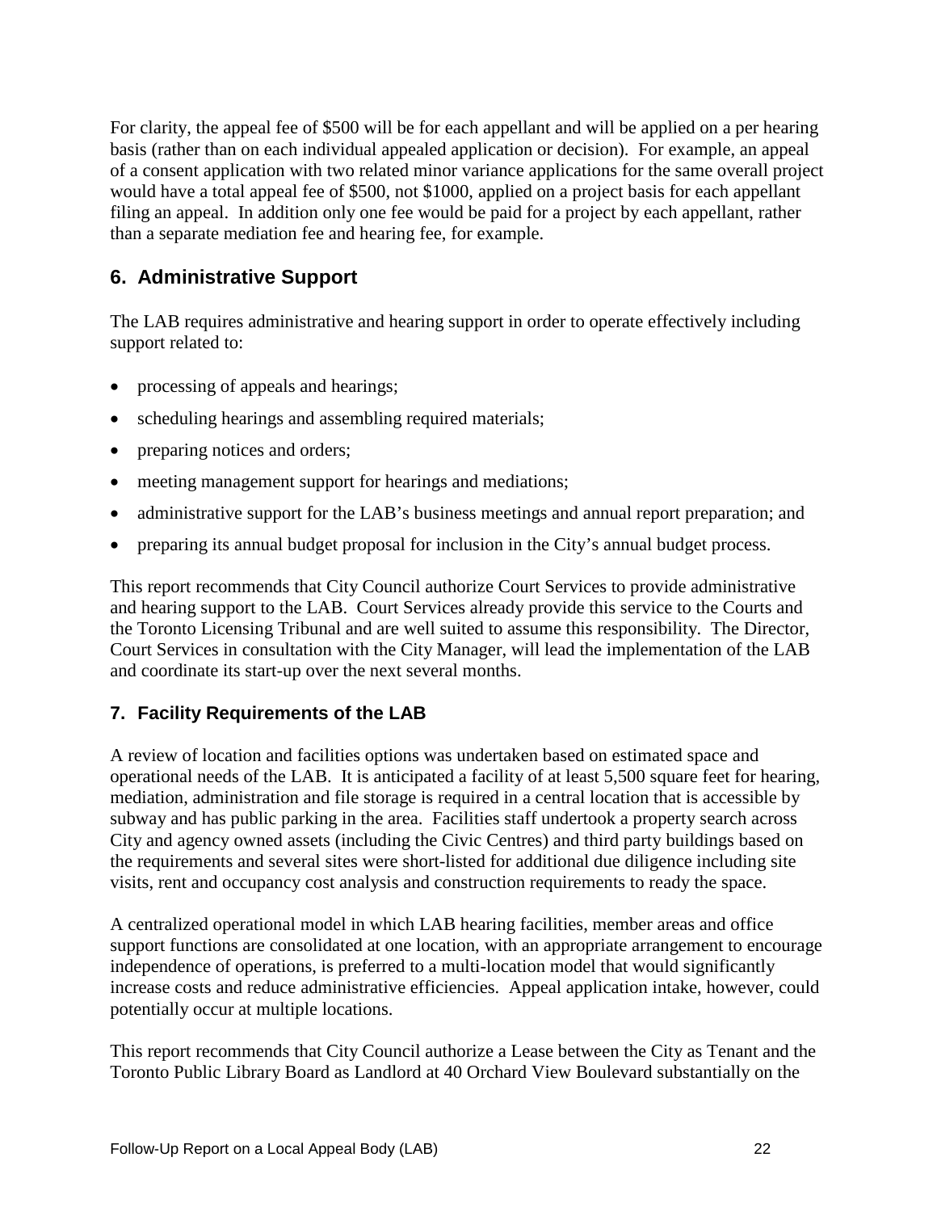For clarity, the appeal fee of $500 will be for each appellant and will be applied on a per hearing basis (rather than on each individual appealed application or decision). For example, an appeal of a consent application with two related minor variance applications for the same overall project would have a total appeal fee of $500, not $1000, applied on a project basis for each appellant filing an appeal. In addition only one fee would be paid for a project by each appellant, rather than a separate mediation fee and hearing fee, for example.

## 6. Administrative Support

The LAB requires administrative and hearing support in order to operate effectively including support related to:

- processing of appeals and hearings;
- scheduling hearings and assembling required materials;
- preparing notices and orders;
- meeting management support for hearings and mediations;
- administrative support for the LAB's business meetings and annual report preparation; and
- preparing its annual budget proposal for inclusion in the City's annual budget process.

This report recommends that City Council authorize Court Services to provide administrative and hearing support to the LAB. Court Services already provide this service to the Courts and the Toronto Licensing Tribunal and are well suited to assume this responsibility. The Director, Court Services in consultation with the City Manager, will lead the implementation of the LAB and coordinate its start-up over the next several months.

## 7. Facility Requirements of the LAB

A review of location and facilities options was undertaken based on estimated space and operational needs of the LAB. It is anticipated a facility of at least 5,500 square feet for hearing, mediation, administration and file storage is required in a central location that is accessible by subway and has public parking in the area. Facilities staff undertook a property search across City and agency owned assets (including the Civic Centres) and third party buildings based on the requirements and several sites were short-listed for additional due diligence including site visits, rent and occupancy cost analysis and construction requirements to ready the space.

A centralized operational model in which LAB hearing facilities, member areas and office support functions are consolidated at one location, with an appropriate arrangement to encourage independence of operations, is preferred to a multi-location model that would significantly increase costs and reduce administrative efficiencies. Appeal application intake, however, could potentially occur at multiple locations.

This report recommends that City Council authorize a Lease between the City as Tenant and the Toronto Public Library Board as Landlord at 40 Orchard View Boulevard substantially on the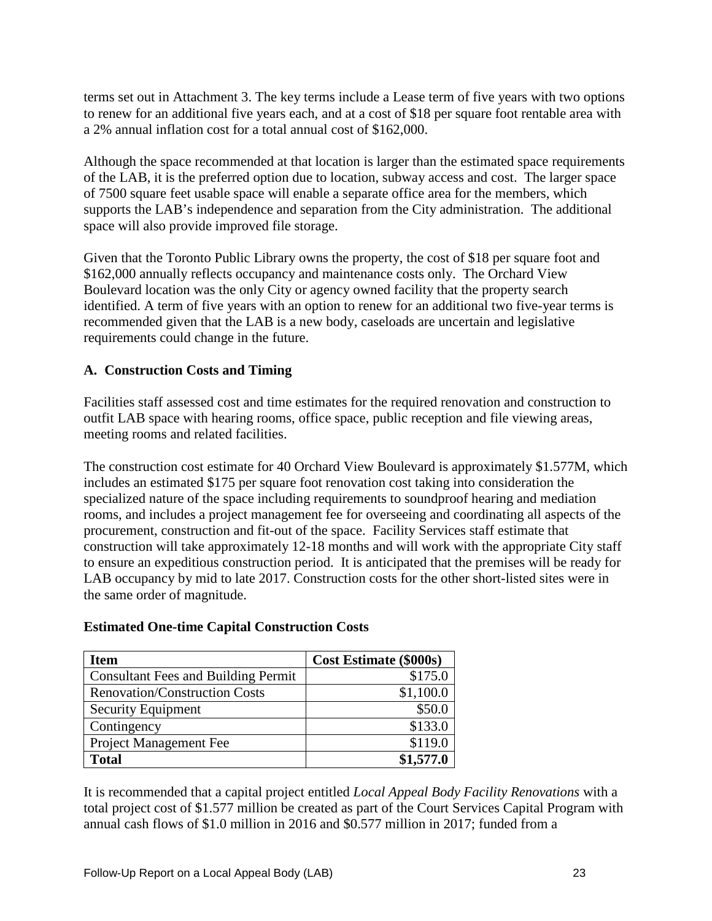terms set out in Attachment 3. The key terms include a Lease term of five years with two options to renew for an additional five years each, and at a cost of $18 per square foot rentable area with a 2% annual inflation cost for a total annual cost of $162,000.

Although the space recommended at that location is larger than the estimated space requirements of the LAB, it is the preferred option due to location, subway access and cost. The larger space of 7500 square feet usable space will enable a separate office area for the members, which supports the LAB's independence and separation from the City administration. The additional space will also provide improved file storage.

Given that the Toronto Public Library owns the property, the cost of $18 per square foot and $162,000 annually reflects occupancy and maintenance costs only. The Orchard View Boulevard location was the only City or agency owned facility that the property search identified. A term of five years with an option to renew for an additional two five-year terms is recommended given that the LAB is a new body, caseloads are uncertain and legislative requirements could change in the future.

### A. Construction Costs and Timing

Facilities staff assessed cost and time estimates for the required renovation and construction to outfit LAB space with hearing rooms, office space, public reception and file viewing areas, meeting rooms and related facilities.

The construction cost estimate for 40 Orchard View Boulevard is approximately $1.577M, which includes an estimated $175 per square foot renovation cost taking into consideration the specialized nature of the space including requirements to soundproof hearing and mediation rooms, and includes a project management fee for overseeing and coordinating all aspects of the procurement, construction and fit-out of the space. Facility Services staff estimate that construction will take approximately 12-18 months and will work with the appropriate City staff to ensure an expeditious construction period. It is anticipated that the premises will be ready for LAB occupancy by mid to late 2017. Construction costs for the other short-listed sites were in the same order of magnitude.

**Estimated One-time Capital Construction Costs**

| Item | Cost Estimate ($000s) |
|---|---:|
| Consultant Fees and Building Permit | $175.0 |
| Renovation/Construction Costs | $1,100.0 |
| Security Equipment | $50.0 |
| Contingency | $133.0 |
| Project Management Fee | $119.0 |
| **Total** | **$1,577.0** |

It is recommended that a capital project entitled *Local Appeal Body Facility Renovations* with a total project cost of $1.577 million be created as part of the Court Services Capital Program with annual cash flows of $1.0 million in 2016 and $0.577 million in 2017; funded from a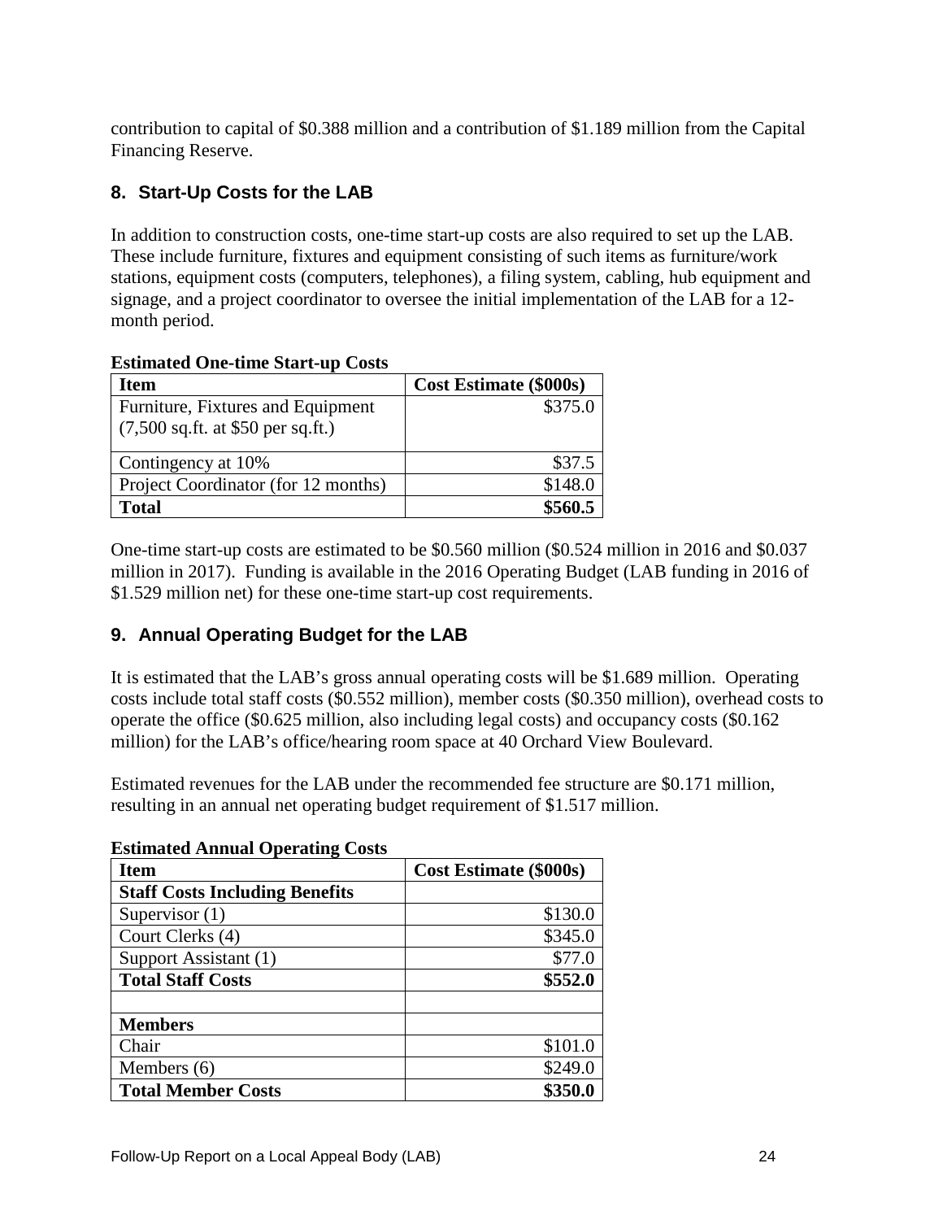contribution to capital of $0.388 million and a contribution of $1.189 million from the Capital Financing Reserve.

## 8. Start-Up Costs for the LAB

In addition to construction costs, one-time start-up costs are also required to set up the LAB. These include furniture, fixtures and equipment consisting of such items as furniture/work stations, equipment costs (computers, telephones), a filing system, cabling, hub equipment and signage, and a project coordinator to oversee the initial implementation of the LAB for a 12-month period.

**Estimated One-time Start-up Costs**

| Item | Cost Estimate ($000s) |
|---|---|
| Furniture, Fixtures and Equipment (7,500 sq.ft. at $50 per sq.ft.) | $375.0 |
| Contingency at 10% | $37.5 |
| Project Coordinator (for 12 months) | $148.0 |
| **Total** | **$560.5** |

One-time start-up costs are estimated to be $0.560 million ($0.524 million in 2016 and $0.037 million in 2017). Funding is available in the 2016 Operating Budget (LAB funding in 2016 of $1.529 million net) for these one-time start-up cost requirements.

## 9. Annual Operating Budget for the LAB

It is estimated that the LAB's gross annual operating costs will be $1.689 million. Operating costs include total staff costs ($0.552 million), member costs ($0.350 million), overhead costs to operate the office ($0.625 million, also including legal costs) and occupancy costs ($0.162 million) for the LAB's office/hearing room space at 40 Orchard View Boulevard.

Estimated revenues for the LAB under the recommended fee structure are $0.171 million, resulting in an annual net operating budget requirement of $1.517 million.

**Estimated Annual Operating Costs**

| Item | Cost Estimate ($000s) |
|---|---|
| **Staff Costs Including Benefits** | |
| Supervisor (1) | $130.0 |
| Court Clerks (4) | $345.0 |
| Support Assistant (1) | $77.0 |
| **Total Staff Costs** | **$552.0** |
| | |
| **Members** | |
| Chair | $101.0 |
| Members (6) | $249.0 |
| **Total Member Costs** | **$350.0** |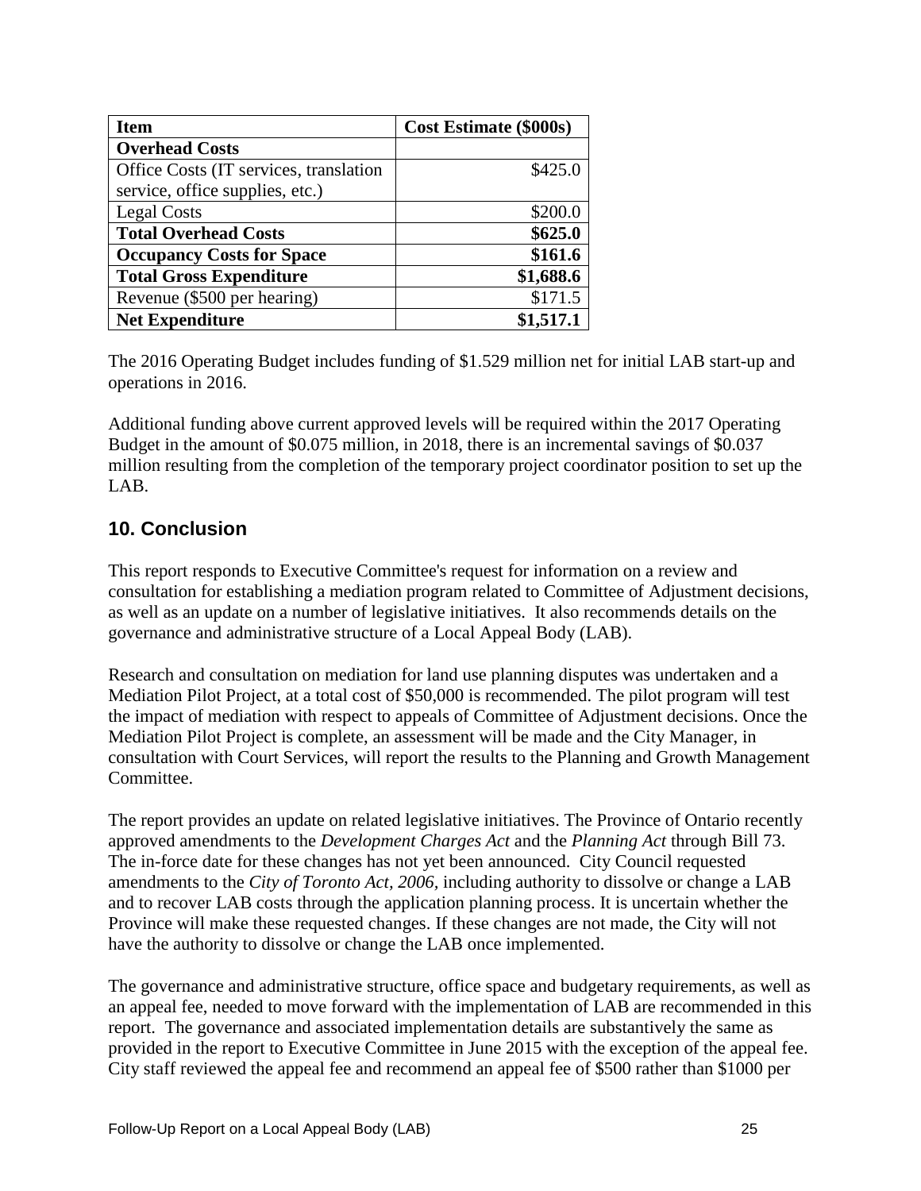| **Item** | **Cost Estimate ($000s)** |
| --- | --- |
| **Overhead Costs** | |
| Office Costs (IT services, translation service, office supplies, etc.) | $425.0 |
| Legal Costs | $200.0 |
| **Total Overhead Costs** | **$625.0** |
| **Occupancy Costs for Space** | **$161.6** |
| **Total Gross Expenditure** | **$1,688.6** |
| Revenue ($500 per hearing) | $171.5 |
| **Net Expenditure** | **$1,517.1** |

The 2016 Operating Budget includes funding of $1.529 million net for initial LAB start-up and operations in 2016.

Additional funding above current approved levels will be required within the 2017 Operating Budget in the amount of $0.075 million, in 2018, there is an incremental savings of $0.037 million resulting from the completion of the temporary project coordinator position to set up the LAB.

## 10. Conclusion

This report responds to Executive Committee's request for information on a review and consultation for establishing a mediation program related to Committee of Adjustment decisions, as well as an update on a number of legislative initiatives. It also recommends details on the governance and administrative structure of a Local Appeal Body (LAB).

Research and consultation on mediation for land use planning disputes was undertaken and a Mediation Pilot Project, at a total cost of $50,000 is recommended. The pilot program will test the impact of mediation with respect to appeals of Committee of Adjustment decisions. Once the Mediation Pilot Project is complete, an assessment will be made and the City Manager, in consultation with Court Services, will report the results to the Planning and Growth Management Committee.

The report provides an update on related legislative initiatives. The Province of Ontario recently approved amendments to the *Development Charges Act* and the *Planning Act* through Bill 73. The in-force date for these changes has not yet been announced. City Council requested amendments to the *City of Toronto Act, 2006*, including authority to dissolve or change a LAB and to recover LAB costs through the application planning process. It is uncertain whether the Province will make these requested changes. If these changes are not made, the City will not have the authority to dissolve or change the LAB once implemented.

The governance and administrative structure, office space and budgetary requirements, as well as an appeal fee, needed to move forward with the implementation of LAB are recommended in this report. The governance and associated implementation details are substantively the same as provided in the report to Executive Committee in June 2015 with the exception of the appeal fee. City staff reviewed the appeal fee and recommend an appeal fee of $500 rather than $1000 per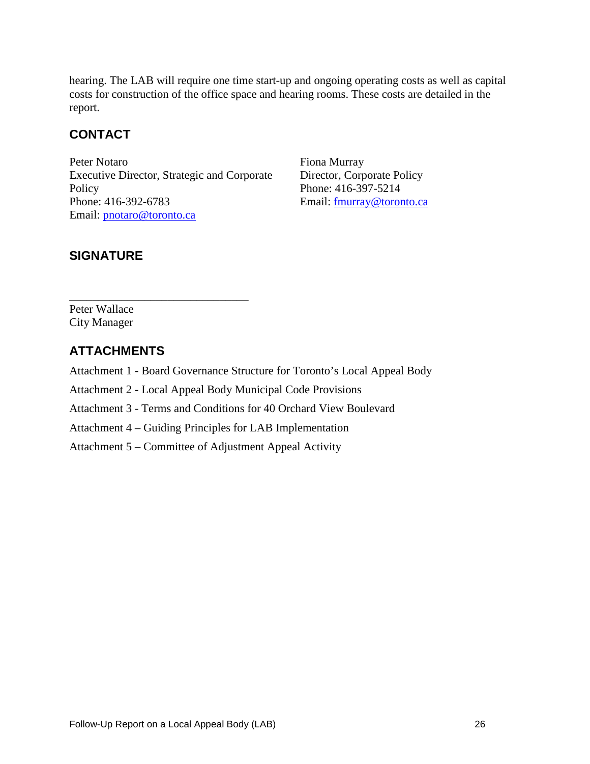hearing. The LAB will require one time start-up and ongoing operating costs as well as capital costs for construction of the office space and hearing rooms. These costs are detailed in the report.

## CONTACT

Peter Notaro
Executive Director, Strategic and Corporate Policy
Phone: 416-392-6783
Email: pnotaro@toronto.ca

Fiona Murray
Director, Corporate Policy
Phone: 416-397-5214
Email: fmurray@toronto.ca

## SIGNATURE

_______________________________

Peter Wallace
City Manager

## ATTACHMENTS

Attachment 1 - Board Governance Structure for Toronto's Local Appeal Body

Attachment 2 - Local Appeal Body Municipal Code Provisions

Attachment 3 - Terms and Conditions for 40 Orchard View Boulevard

Attachment 4 – Guiding Principles for LAB Implementation

Attachment 5 – Committee of Adjustment Appeal Activity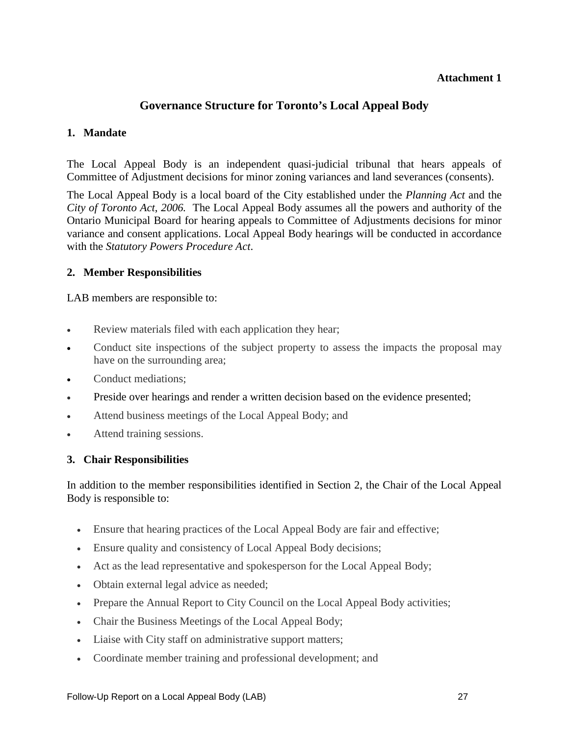**Attachment 1**

# Governance Structure for Toronto's Local Appeal Body

## 1. Mandate

The Local Appeal Body is an independent quasi-judicial tribunal that hears appeals of Committee of Adjustment decisions for minor zoning variances and land severances (consents).

The Local Appeal Body is a local board of the City established under the *Planning Act* and the *City of Toronto Act, 2006.* The Local Appeal Body assumes all the powers and authority of the Ontario Municipal Board for hearing appeals to Committee of Adjustments decisions for minor variance and consent applications. Local Appeal Body hearings will be conducted in accordance with the *Statutory Powers Procedure Act*.

## 2. Member Responsibilities

LAB members are responsible to:

- Review materials filed with each application they hear;
- Conduct site inspections of the subject property to assess the impacts the proposal may have on the surrounding area;
- Conduct mediations;
- Preside over hearings and render a written decision based on the evidence presented;
- Attend business meetings of the Local Appeal Body; and
- Attend training sessions.

## 3. Chair Responsibilities

In addition to the member responsibilities identified in Section 2, the Chair of the Local Appeal Body is responsible to:

- Ensure that hearing practices of the Local Appeal Body are fair and effective;
- Ensure quality and consistency of Local Appeal Body decisions;
- Act as the lead representative and spokesperson for the Local Appeal Body;
- Obtain external legal advice as needed;
- Prepare the Annual Report to City Council on the Local Appeal Body activities;
- Chair the Business Meetings of the Local Appeal Body;
- Liaise with City staff on administrative support matters;
- Coordinate member training and professional development; and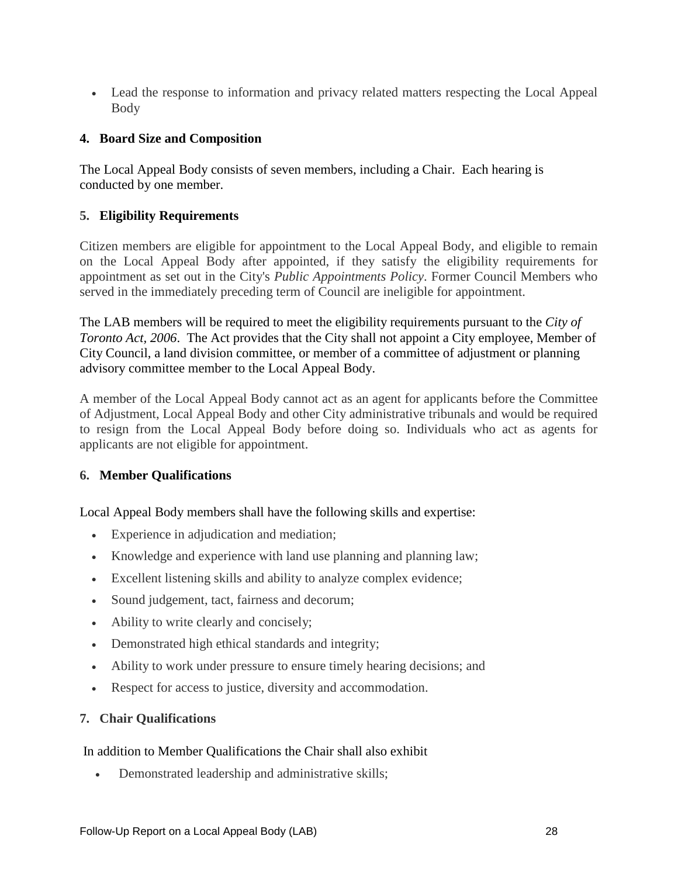- Lead the response to information and privacy related matters respecting the Local Appeal Body

## 4. Board Size and Composition

The Local Appeal Body consists of seven members, including a Chair. Each hearing is conducted by one member.

## 5. Eligibility Requirements

Citizen members are eligible for appointment to the Local Appeal Body, and eligible to remain on the Local Appeal Body after appointed, if they satisfy the eligibility requirements for appointment as set out in the City's *Public Appointments Policy*. Former Council Members who served in the immediately preceding term of Council are ineligible for appointment.

The LAB members will be required to meet the eligibility requirements pursuant to the *City of Toronto Act, 2006*. The Act provides that the City shall not appoint a City employee, Member of City Council, a land division committee, or member of a committee of adjustment or planning advisory committee member to the Local Appeal Body.

A member of the Local Appeal Body cannot act as an agent for applicants before the Committee of Adjustment, Local Appeal Body and other City administrative tribunals and would be required to resign from the Local Appeal Body before doing so. Individuals who act as agents for applicants are not eligible for appointment.

## 6. Member Qualifications

Local Appeal Body members shall have the following skills and expertise:

- Experience in adjudication and mediation;
- Knowledge and experience with land use planning and planning law;
- Excellent listening skills and ability to analyze complex evidence;
- Sound judgement, tact, fairness and decorum;
- Ability to write clearly and concisely;
- Demonstrated high ethical standards and integrity;
- Ability to work under pressure to ensure timely hearing decisions; and
- Respect for access to justice, diversity and accommodation.

## 7. Chair Qualifications

In addition to Member Qualifications the Chair shall also exhibit

- Demonstrated leadership and administrative skills;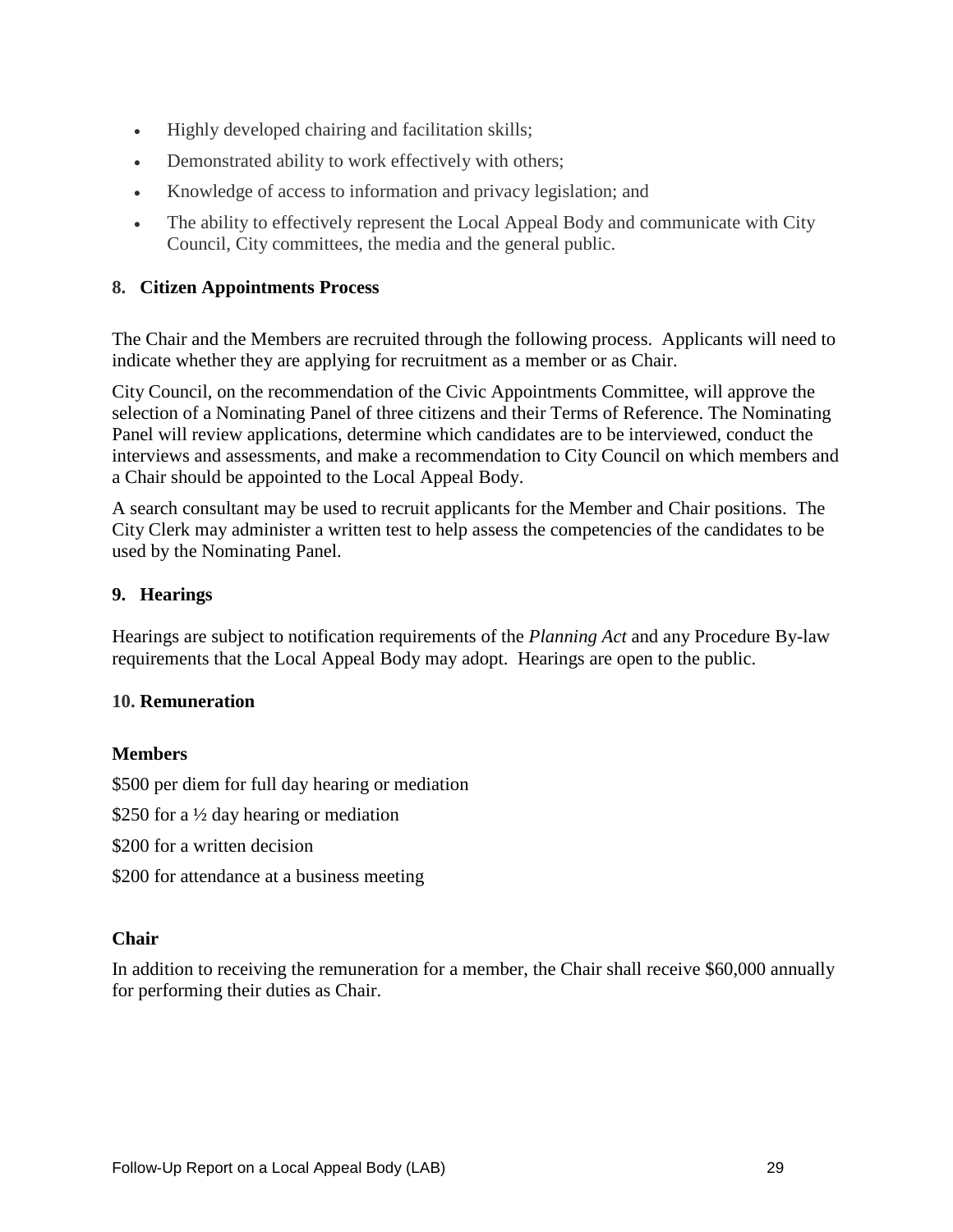- Highly developed chairing and facilitation skills;
- Demonstrated ability to work effectively with others;
- Knowledge of access to information and privacy legislation; and
- The ability to effectively represent the Local Appeal Body and communicate with City Council, City committees, the media and the general public.

### 8. Citizen Appointments Process

The Chair and the Members are recruited through the following process. Applicants will need to indicate whether they are applying for recruitment as a member or as Chair.

City Council, on the recommendation of the Civic Appointments Committee, will approve the selection of a Nominating Panel of three citizens and their Terms of Reference. The Nominating Panel will review applications, determine which candidates are to be interviewed, conduct the interviews and assessments, and make a recommendation to City Council on which members and a Chair should be appointed to the Local Appeal Body.

A search consultant may be used to recruit applicants for the Member and Chair positions. The City Clerk may administer a written test to help assess the competencies of the candidates to be used by the Nominating Panel.

### 9. Hearings

Hearings are subject to notification requirements of the *Planning Act* and any Procedure By-law requirements that the Local Appeal Body may adopt. Hearings are open to the public.

### 10. Remuneration

**Members**

$500 per diem for full day hearing or mediation

$250 for a ½ day hearing or mediation

$200 for a written decision

$200 for attendance at a business meeting

**Chair**

In addition to receiving the remuneration for a member, the Chair shall receive $60,000 annually for performing their duties as Chair.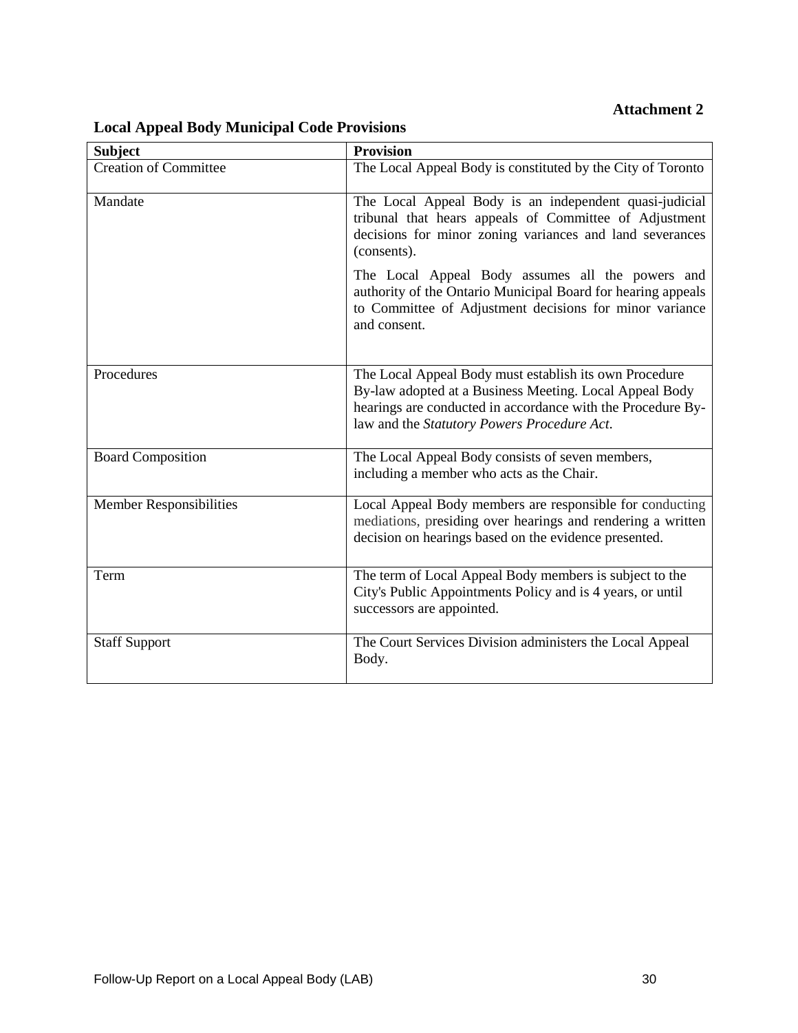**Attachment 2**

**Local Appeal Body Municipal Code Provisions**

| Subject | Provision |
|---|---|
| Creation of Committee | The Local Appeal Body is constituted by the City of Toronto |
| Mandate | The Local Appeal Body is an independent quasi-judicial tribunal that hears appeals of Committee of Adjustment decisions for minor zoning variances and land severances (consents).<br><br>The Local Appeal Body assumes all the powers and authority of the Ontario Municipal Board for hearing appeals to Committee of Adjustment decisions for minor variance and consent. |
| Procedures | The Local Appeal Body must establish its own Procedure By-law adopted at a Business Meeting. Local Appeal Body hearings are conducted in accordance with the Procedure By-law and the *Statutory Powers Procedure Act*. |
| Board Composition | The Local Appeal Body consists of seven members, including a member who acts as the Chair. |
| Member Responsibilities | Local Appeal Body members are responsible for conducting mediations, presiding over hearings and rendering a written decision on hearings based on the evidence presented. |
| Term | The term of Local Appeal Body members is subject to the City's Public Appointments Policy and is 4 years, or until successors are appointed. |
| Staff Support | The Court Services Division administers the Local Appeal Body. |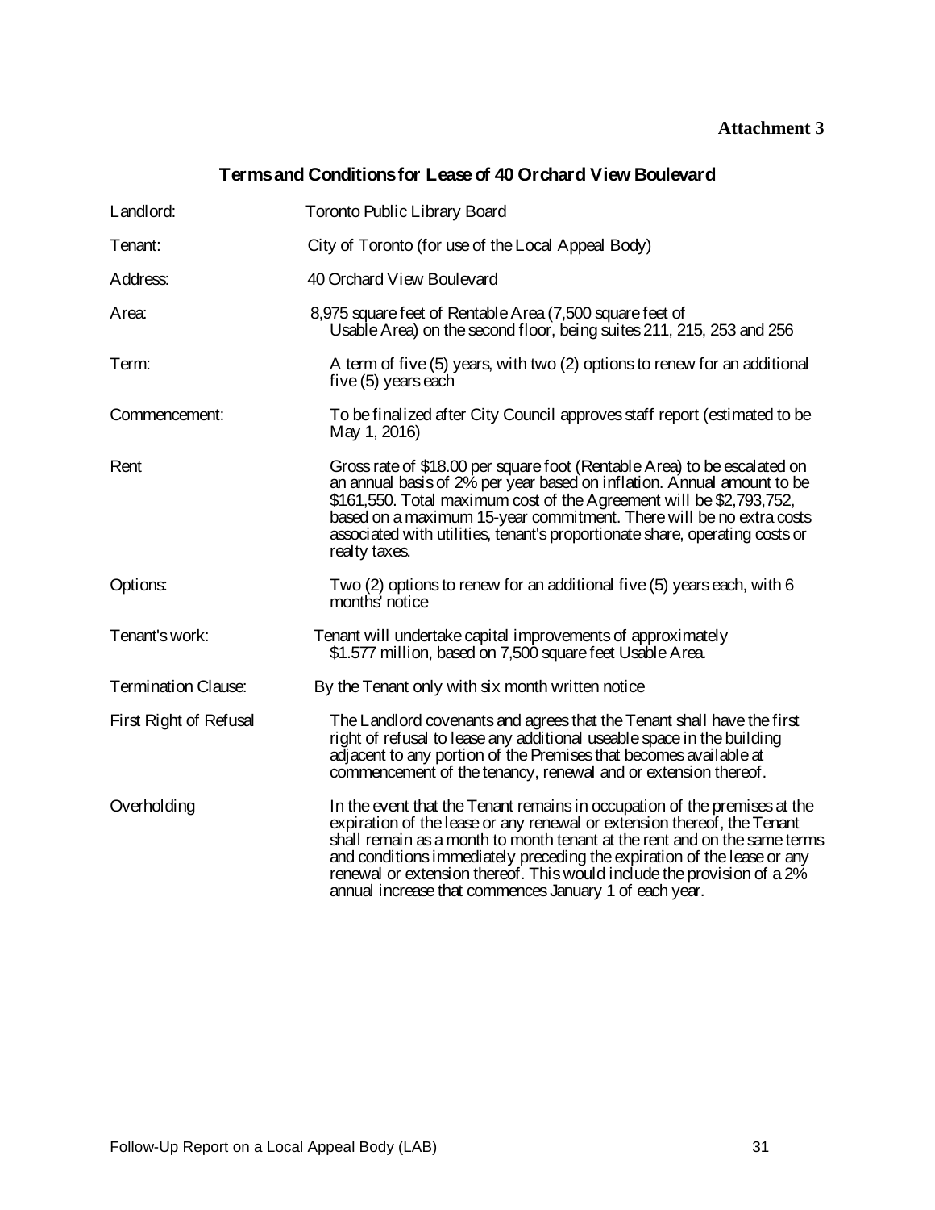**Attachment 3**

## Terms and Conditions for Lease of 40 Orchard View Boulevard

| | |
|---|---|
| Landlord: | Toronto Public Library Board |
| Tenant: | City of Toronto (for use of the Local Appeal Body) |
| Address: | 40 Orchard View Boulevard |
| Area: | 8,975 square feet of Rentable Area (7,500 square feet of Usable Area) on the second floor, being suites 211, 215, 253 and 256 |
| Term: | A term of five (5) years, with two (2) options to renew for an additional five (5) years each |
| Commencement: | To be finalized after City Council approves staff report (estimated to be May 1, 2016) |
| Rent | Gross rate of $18.00 per square foot (Rentable Area) to be escalated on an annual basis of 2% per year based on inflation. Annual amount to be $161,550. Total maximum cost of the Agreement will be $2,793,752, based on a maximum 15-year commitment. There will be no extra costs associated with utilities, tenant's proportionate share, operating costs or realty taxes. |
| Options: | Two (2) options to renew for an additional five (5) years each, with 6 months' notice |
| Tenant's work: | Tenant will undertake capital improvements of approximately $1.577 million, based on 7,500 square feet Usable Area. |
| Termination Clause: | By the Tenant only with six month written notice |
| First Right of Refusal | The Landlord covenants and agrees that the Tenant shall have the first right of refusal to lease any additional useable space in the building adjacent to any portion of the Premises that becomes available at commencement of the tenancy, renewal and or extension thereof. |
| Overholding | In the event that the Tenant remains in occupation of the premises at the expiration of the lease or any renewal or extension thereof, the Tenant shall remain as a month to month tenant at the rent and on the same terms and conditions immediately preceding the expiration of the lease or any renewal or extension thereof. This would include the provision of a 2% annual increase that commences January 1 of each year. |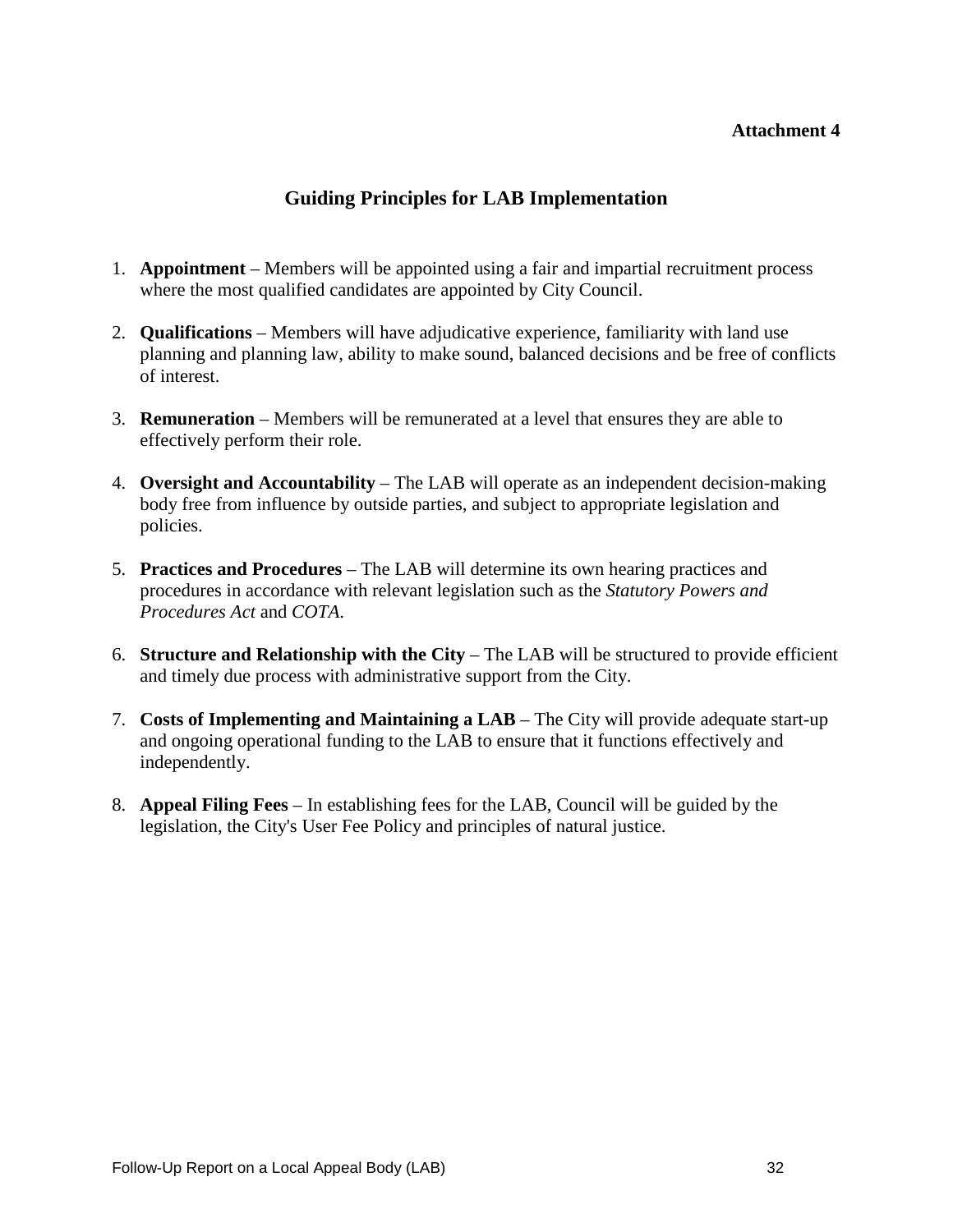**Attachment 4**

# Guiding Principles for LAB Implementation

1. **Appointment** – Members will be appointed using a fair and impartial recruitment process where the most qualified candidates are appointed by City Council.

2. **Qualifications** – Members will have adjudicative experience, familiarity with land use planning and planning law, ability to make sound, balanced decisions and be free of conflicts of interest.

3. **Remuneration** – Members will be remunerated at a level that ensures they are able to effectively perform their role.

4. **Oversight and Accountability** – The LAB will operate as an independent decision-making body free from influence by outside parties, and subject to appropriate legislation and policies.

5. **Practices and Procedures** – The LAB will determine its own hearing practices and procedures in accordance with relevant legislation such as the *Statutory Powers and Procedures Act* and *COTA.*

6. **Structure and Relationship with the City** – The LAB will be structured to provide efficient and timely due process with administrative support from the City.

7. **Costs of Implementing and Maintaining a LAB** – The City will provide adequate start-up and ongoing operational funding to the LAB to ensure that it functions effectively and independently.

8. **Appeal Filing Fees** – In establishing fees for the LAB, Council will be guided by the legislation, the City's User Fee Policy and principles of natural justice.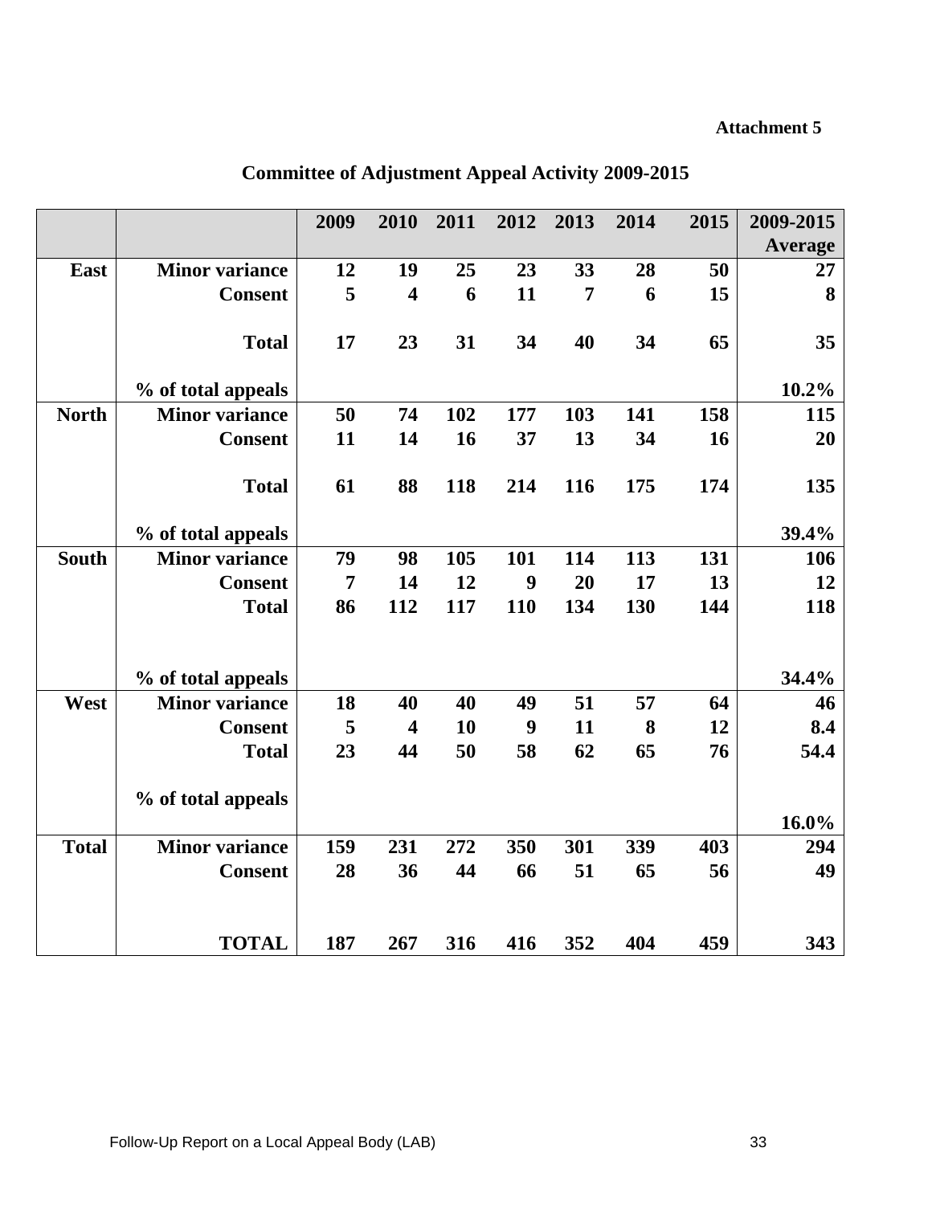**Attachment 5**

# Committee of Adjustment Appeal Activity 2009-2015

| | | 2009 | 2010 | 2011 | 2012 | 2013 | 2014 | 2015 | 2009-2015 Average |
|---|---|---|---|---|---|---|---|---|---|
| **East** | **Minor variance** | 12 | 19 | 25 | 23 | 33 | 28 | 50 | 27 |
| | **Consent** | 5 | 4 | 6 | 11 | 7 | 6 | 15 | 8 |
| | **Total** | 17 | 23 | 31 | 34 | 40 | 34 | 65 | 35 |
| | **% of total appeals** | | | | | | | | 10.2% |
| **North** | **Minor variance** | 50 | 74 | 102 | 177 | 103 | 141 | 158 | 115 |
| | **Consent** | 11 | 14 | 16 | 37 | 13 | 34 | 16 | 20 |
| | **Total** | 61 | 88 | 118 | 214 | 116 | 175 | 174 | 135 |
| | **% of total appeals** | | | | | | | | 39.4% |
| **South** | **Minor variance** | 79 | 98 | 105 | 101 | 114 | 113 | 131 | 106 |
| | **Consent** | 7 | 14 | 12 | 9 | 20 | 17 | 13 | 12 |
| | **Total** | 86 | 112 | 117 | 110 | 134 | 130 | 144 | 118 |
| | **% of total appeals** | | | | | | | | 34.4% |
| **West** | **Minor variance** | 18 | 40 | 40 | 49 | 51 | 57 | 64 | 46 |
| | **Consent** | 5 | 4 | 10 | 9 | 11 | 8 | 12 | 8.4 |
| | **Total** | 23 | 44 | 50 | 58 | 62 | 65 | 76 | 54.4 |
| | **% of total appeals** | | | | | | | | 16.0% |
| **Total** | **Minor variance** | 159 | 231 | 272 | 350 | 301 | 339 | 403 | 294 |
| | **Consent** | 28 | 36 | 44 | 66 | 51 | 65 | 56 | 49 |
| | **TOTAL** | 187 | 267 | 316 | 416 | 352 | 404 | 459 | 343 |